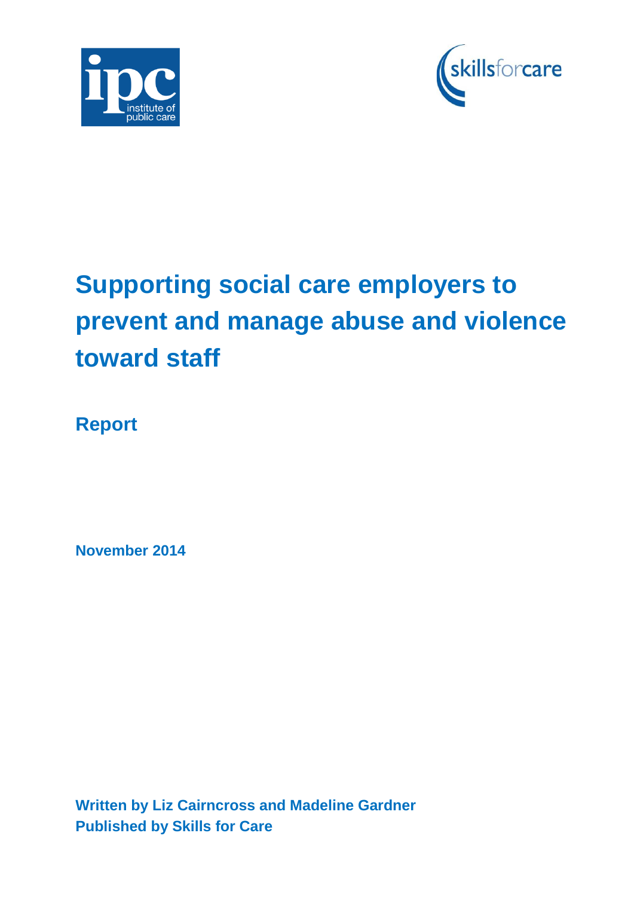# Supporting social care employers to prevent and manage abuse and violence toward staff

## Report

**November 2014**

**Written by Liz Cairncross and Madeline Gardner**
**Published by Skills for Care**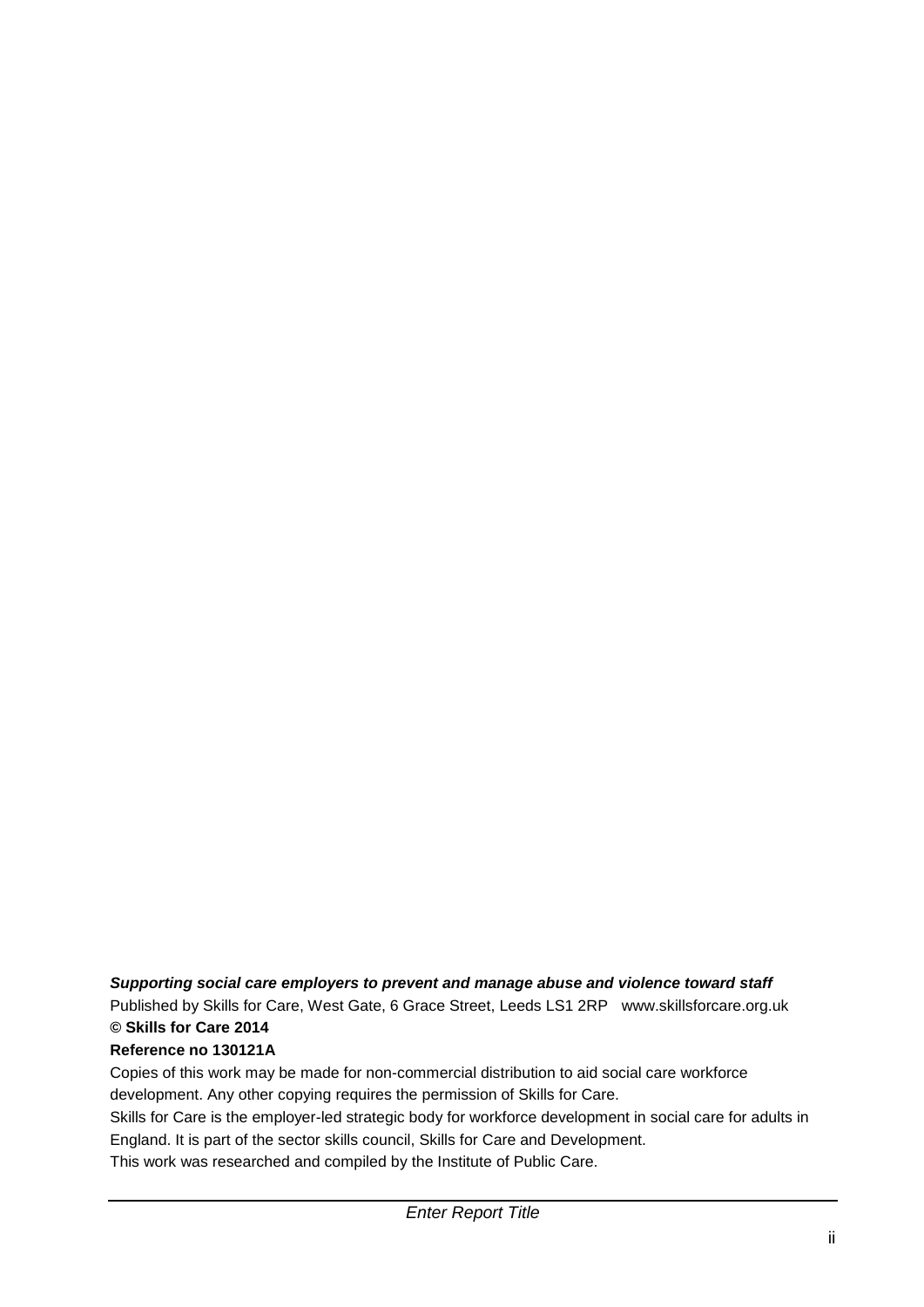***Supporting social care employers to prevent and manage abuse and violence toward staff***

Published by Skills for Care, West Gate, 6 Grace Street, Leeds LS1 2RP www.skillsforcare.org.uk

**© Skills for Care 2014**

**Reference no 130121A**

Copies of this work may be made for non-commercial distribution to aid social care workforce development. Any other copying requires the permission of Skills for Care.

Skills for Care is the employer-led strategic body for workforce development in social care for adults in England. It is part of the sector skills council, Skills for Care and Development.

This work was researched and compiled by the Institute of Public Care.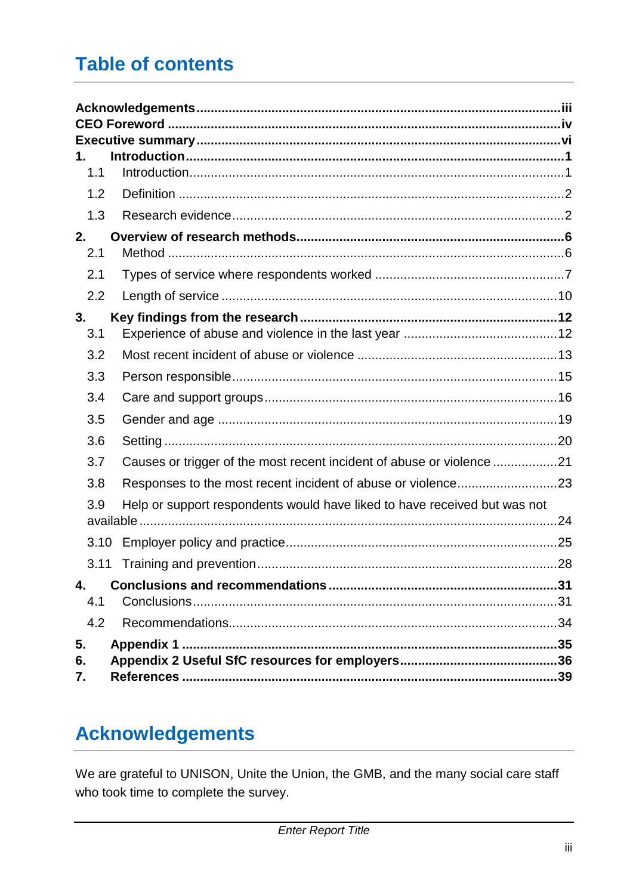# Table of contents

**Acknowledgements** ... iii
**CEO Foreword** ... iv
**Executive summary** ... vi
**1. Introduction** ... 1
- 1.1 Introduction ... 1
- 1.2 Definition ... 2
- 1.3 Research evidence ... 2

**2. Overview of research methods** ... 6
- 2.1 Method ... 6
- 2.1 Types of service where respondents worked ... 7
- 2.2 Length of service ... 10

**3. Key findings from the research** ... 12
- 3.1 Experience of abuse and violence in the last year ... 12
- 3.2 Most recent incident of abuse or violence ... 13
- 3.3 Person responsible ... 15
- 3.4 Care and support groups ... 16
- 3.5 Gender and age ... 19
- 3.6 Setting ... 20
- 3.7 Causes or trigger of the most recent incident of abuse or violence ... 21
- 3.8 Responses to the most recent incident of abuse or violence ... 23
- 3.9 Help or support respondents would have liked to have received but was not available ... 24
- 3.10 Employer policy and practice ... 25
- 3.11 Training and prevention ... 28

**4. Conclusions and recommendations** ... 31
- 4.1 Conclusions ... 31
- 4.2 Recommendations ... 34

**5. Appendix 1** ... 35
**6. Appendix 2 Useful SfC resources for employers** ... 36
**7. References** ... 39

# Acknowledgements

We are grateful to UNISON, Unite the Union, the GMB, and the many social care staff who took time to complete the survey.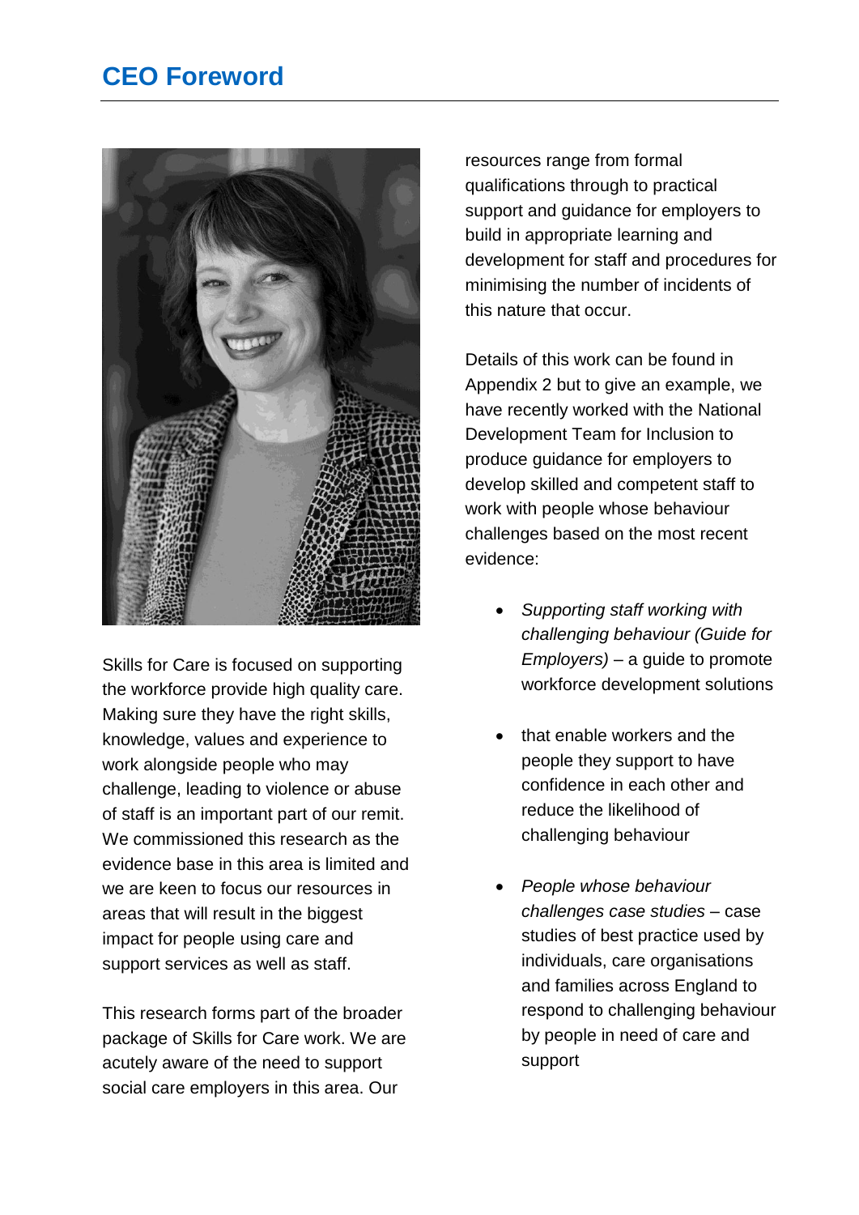# CEO Foreword

Skills for Care is focused on supporting the workforce provide high quality care. Making sure they have the right skills, knowledge, values and experience to work alongside people who may challenge, leading to violence or abuse of staff is an important part of our remit. We commissioned this research as the evidence base in this area is limited and we are keen to focus our resources in areas that will result in the biggest impact for people using care and support services as well as staff.

This research forms part of the broader package of Skills for Care work. We are acutely aware of the need to support social care employers in this area. Our resources range from formal qualifications through to practical support and guidance for employers to build in appropriate learning and development for staff and procedures for minimising the number of incidents of this nature that occur.

Details of this work can be found in Appendix 2 but to give an example, we have recently worked with the National Development Team for Inclusion to produce guidance for employers to develop skilled and competent staff to work with people whose behaviour challenges based on the most recent evidence:

- *Supporting staff working with challenging behaviour (Guide for Employers)* – a guide to promote workforce development solutions
- that enable workers and the people they support to have confidence in each other and reduce the likelihood of challenging behaviour
- *People whose behaviour challenges case studies* – case studies of best practice used by individuals, care organisations and families across England to respond to challenging behaviour by people in need of care and support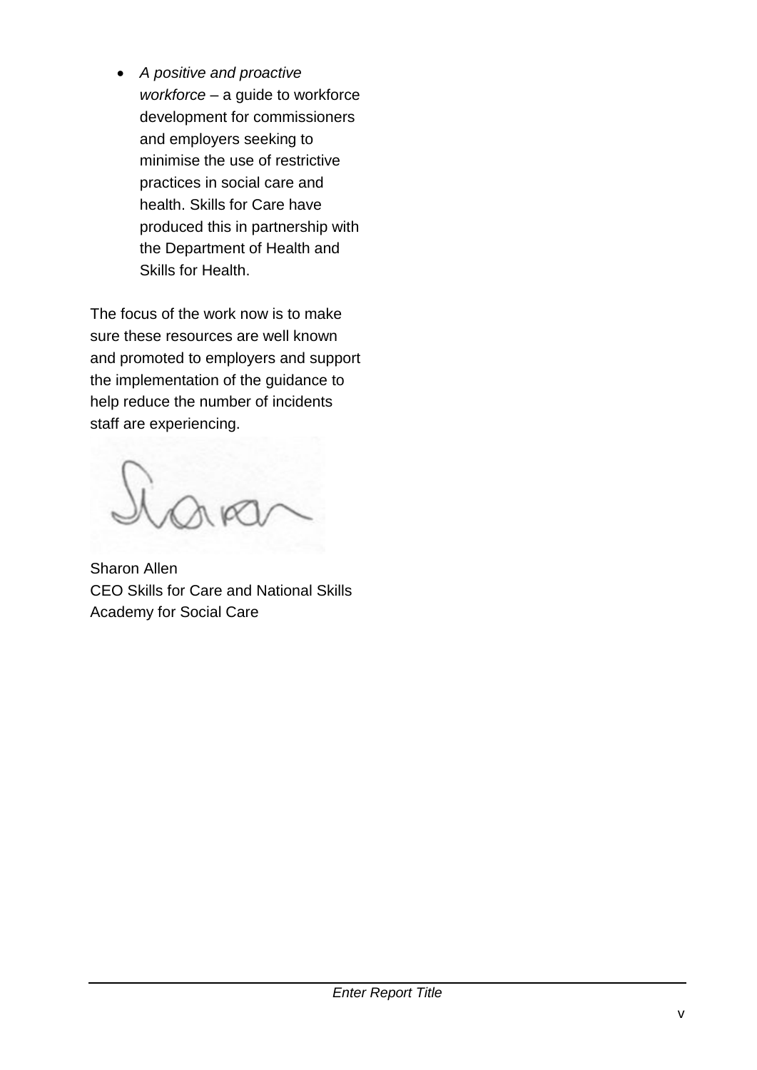- *A positive and proactive workforce* – a guide to workforce development for commissioners and employers seeking to minimise the use of restrictive practices in social care and health. Skills for Care have produced this in partnership with the Department of Health and Skills for Health.

The focus of the work now is to make sure these resources are well known and promoted to employers and support the implementation of the guidance to help reduce the number of incidents staff are experiencing.

Sharon Allen
CEO Skills for Care and National Skills Academy for Social Care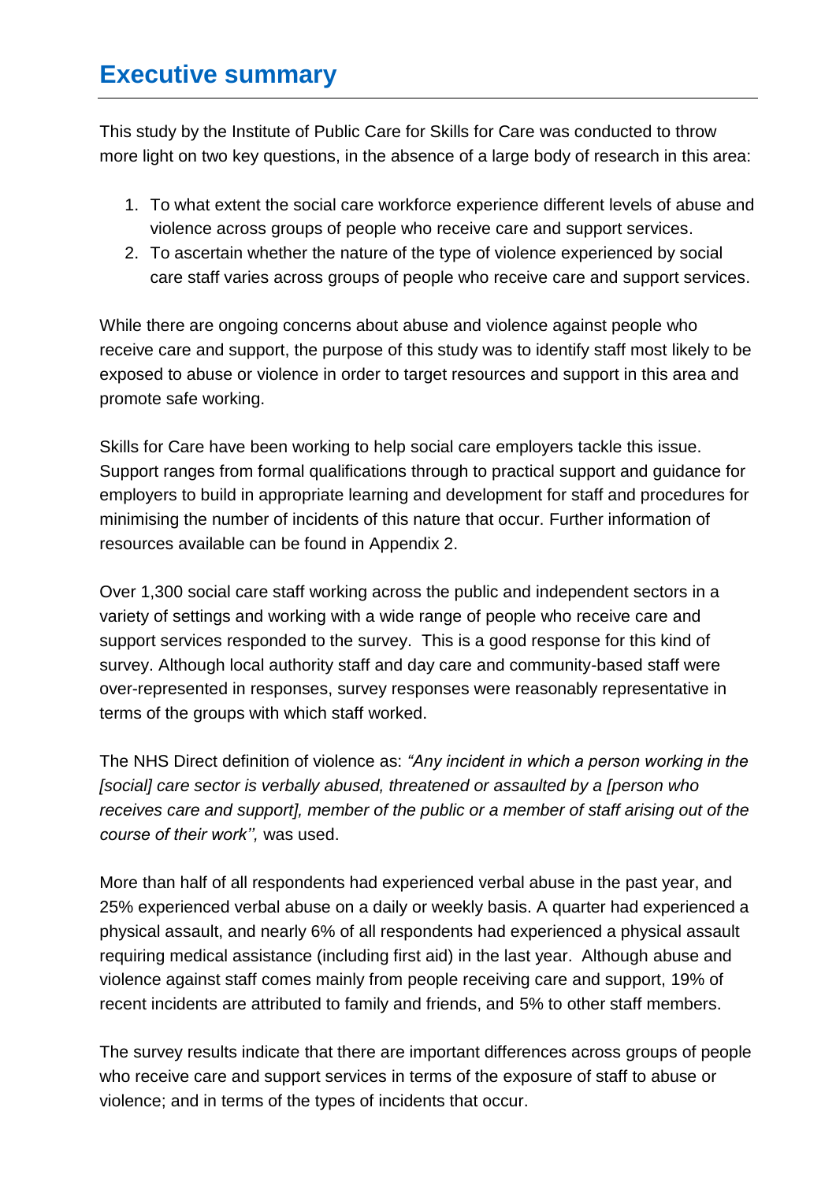# Executive summary

This study by the Institute of Public Care for Skills for Care was conducted to throw more light on two key questions, in the absence of a large body of research in this area:

1. To what extent the social care workforce experience different levels of abuse and violence across groups of people who receive care and support services.
2. To ascertain whether the nature of the type of violence experienced by social care staff varies across groups of people who receive care and support services.

While there are ongoing concerns about abuse and violence against people who receive care and support, the purpose of this study was to identify staff most likely to be exposed to abuse or violence in order to target resources and support in this area and promote safe working.

Skills for Care have been working to help social care employers tackle this issue. Support ranges from formal qualifications through to practical support and guidance for employers to build in appropriate learning and development for staff and procedures for minimising the number of incidents of this nature that occur. Further information of resources available can be found in Appendix 2.

Over 1,300 social care staff working across the public and independent sectors in a variety of settings and working with a wide range of people who receive care and support services responded to the survey. This is a good response for this kind of survey. Although local authority staff and day care and community-based staff were over-represented in responses, survey responses were reasonably representative in terms of the groups with which staff worked.

The NHS Direct definition of violence as: *"Any incident in which a person working in the [social] care sector is verbally abused, threatened or assaulted by a [person who receives care and support], member of the public or a member of staff arising out of the course of their work'',* was used.

More than half of all respondents had experienced verbal abuse in the past year, and 25% experienced verbal abuse on a daily or weekly basis. A quarter had experienced a physical assault, and nearly 6% of all respondents had experienced a physical assault requiring medical assistance (including first aid) in the last year. Although abuse and violence against staff comes mainly from people receiving care and support, 19% of recent incidents are attributed to family and friends, and 5% to other staff members.

The survey results indicate that there are important differences across groups of people who receive care and support services in terms of the exposure of staff to abuse or violence; and in terms of the types of incidents that occur.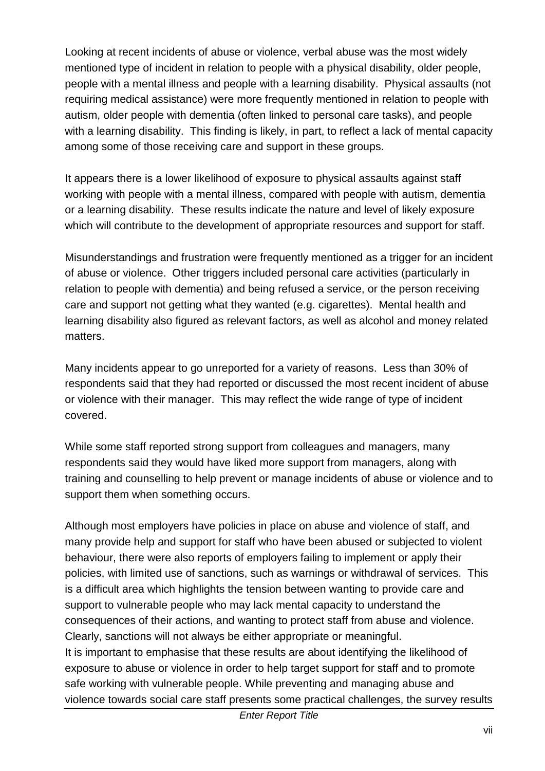Looking at recent incidents of abuse or violence, verbal abuse was the most widely mentioned type of incident in relation to people with a physical disability, older people, people with a mental illness and people with a learning disability. Physical assaults (not requiring medical assistance) were more frequently mentioned in relation to people with autism, older people with dementia (often linked to personal care tasks), and people with a learning disability. This finding is likely, in part, to reflect a lack of mental capacity among some of those receiving care and support in these groups.

It appears there is a lower likelihood of exposure to physical assaults against staff working with people with a mental illness, compared with people with autism, dementia or a learning disability. These results indicate the nature and level of likely exposure which will contribute to the development of appropriate resources and support for staff.

Misunderstandings and frustration were frequently mentioned as a trigger for an incident of abuse or violence. Other triggers included personal care activities (particularly in relation to people with dementia) and being refused a service, or the person receiving care and support not getting what they wanted (e.g. cigarettes). Mental health and learning disability also figured as relevant factors, as well as alcohol and money related matters.

Many incidents appear to go unreported for a variety of reasons. Less than 30% of respondents said that they had reported or discussed the most recent incident of abuse or violence with their manager. This may reflect the wide range of type of incident covered.

While some staff reported strong support from colleagues and managers, many respondents said they would have liked more support from managers, along with training and counselling to help prevent or manage incidents of abuse or violence and to support them when something occurs.

Although most employers have policies in place on abuse and violence of staff, and many provide help and support for staff who have been abused or subjected to violent behaviour, there were also reports of employers failing to implement or apply their policies, with limited use of sanctions, such as warnings or withdrawal of services. This is a difficult area which highlights the tension between wanting to provide care and support to vulnerable people who may lack mental capacity to understand the consequences of their actions, and wanting to protect staff from abuse and violence. Clearly, sanctions will not always be either appropriate or meaningful.

It is important to emphasise that these results are about identifying the likelihood of exposure to abuse or violence in order to help target support for staff and to promote safe working with vulnerable people. While preventing and managing abuse and violence towards social care staff presents some practical challenges, the survey results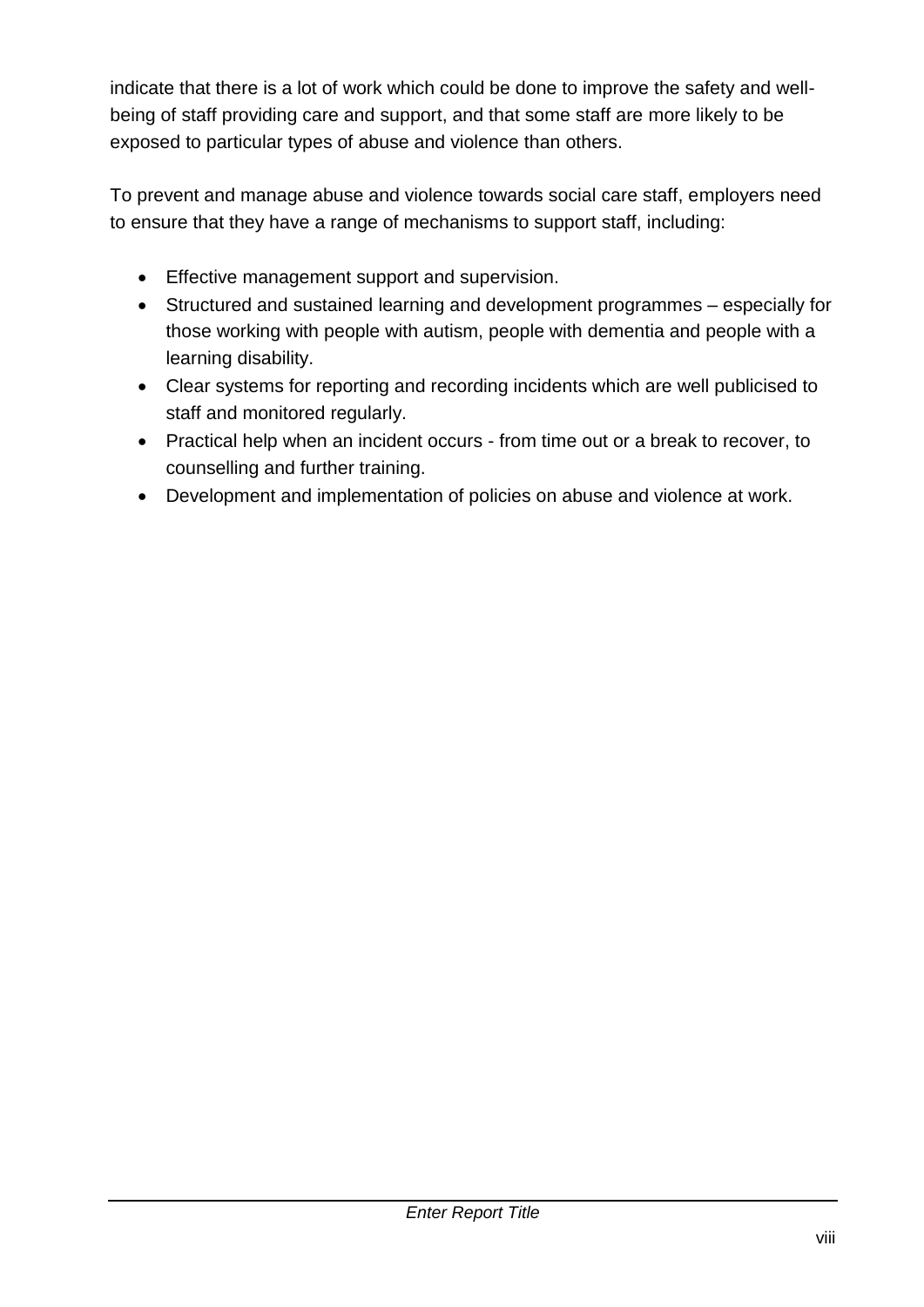indicate that there is a lot of work which could be done to improve the safety and well-being of staff providing care and support, and that some staff are more likely to be exposed to particular types of abuse and violence than others.

To prevent and manage abuse and violence towards social care staff, employers need to ensure that they have a range of mechanisms to support staff, including:

- Effective management support and supervision.
- Structured and sustained learning and development programmes – especially for those working with people with autism, people with dementia and people with a learning disability.
- Clear systems for reporting and recording incidents which are well publicised to staff and monitored regularly.
- Practical help when an incident occurs - from time out or a break to recover, to counselling and further training.
- Development and implementation of policies on abuse and violence at work.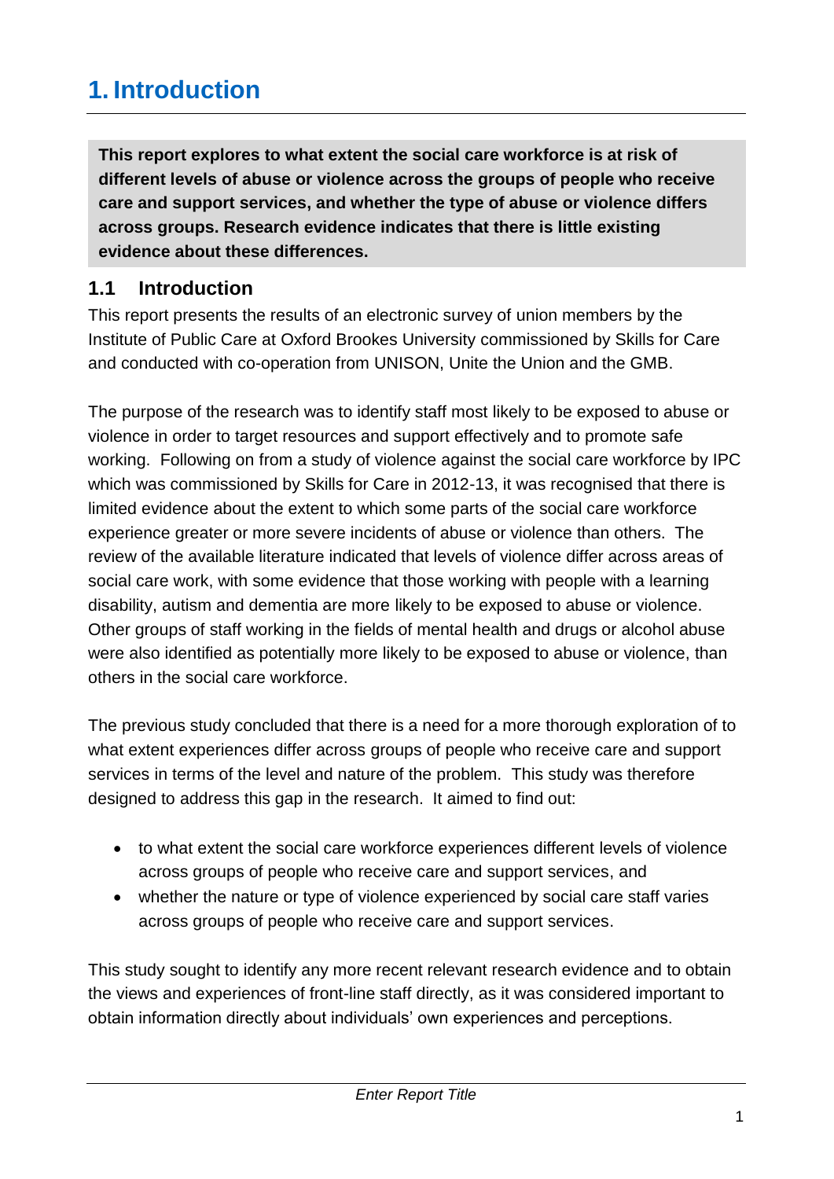# 1. Introduction

**This report explores to what extent the social care workforce is at risk of different levels of abuse or violence across the groups of people who receive care and support services, and whether the type of abuse or violence differs across groups. Research evidence indicates that there is little existing evidence about these differences.**

## 1.1 Introduction

This report presents the results of an electronic survey of union members by the Institute of Public Care at Oxford Brookes University commissioned by Skills for Care and conducted with co-operation from UNISON, Unite the Union and the GMB.

The purpose of the research was to identify staff most likely to be exposed to abuse or violence in order to target resources and support effectively and to promote safe working. Following on from a study of violence against the social care workforce by IPC which was commissioned by Skills for Care in 2012-13, it was recognised that there is limited evidence about the extent to which some parts of the social care workforce experience greater or more severe incidents of abuse or violence than others. The review of the available literature indicated that levels of violence differ across areas of social care work, with some evidence that those working with people with a learning disability, autism and dementia are more likely to be exposed to abuse or violence. Other groups of staff working in the fields of mental health and drugs or alcohol abuse were also identified as potentially more likely to be exposed to abuse or violence, than others in the social care workforce.

The previous study concluded that there is a need for a more thorough exploration of to what extent experiences differ across groups of people who receive care and support services in terms of the level and nature of the problem. This study was therefore designed to address this gap in the research. It aimed to find out:

- to what extent the social care workforce experiences different levels of violence across groups of people who receive care and support services, and
- whether the nature or type of violence experienced by social care staff varies across groups of people who receive care and support services.

This study sought to identify any more recent relevant research evidence and to obtain the views and experiences of front-line staff directly, as it was considered important to obtain information directly about individuals' own experiences and perceptions.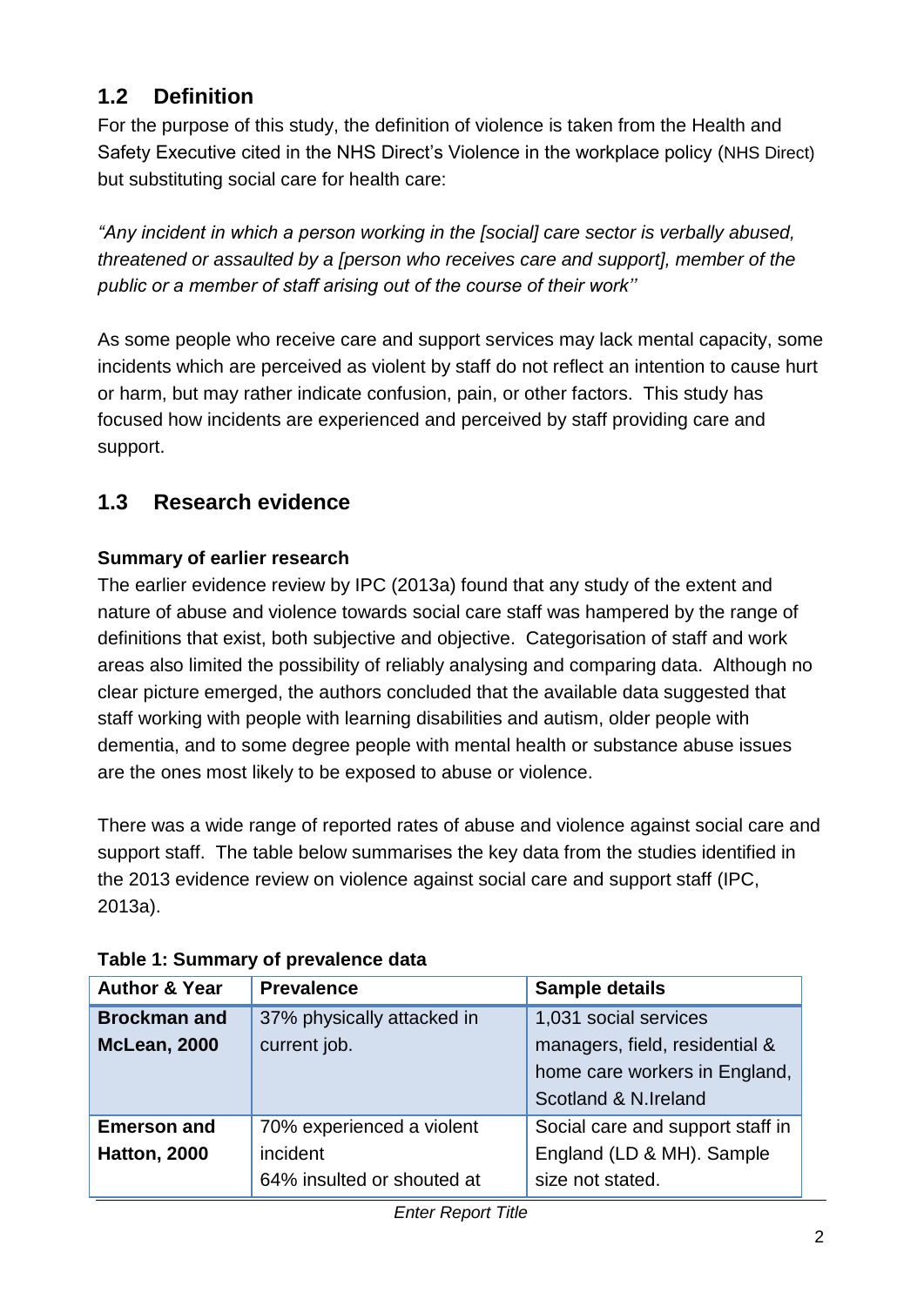## 1.2 Definition

For the purpose of this study, the definition of violence is taken from the Health and Safety Executive cited in the NHS Direct's Violence in the workplace policy (NHS Direct) but substituting social care for health care:

*"Any incident in which a person working in the [social] care sector is verbally abused, threatened or assaulted by a [person who receives care and support], member of the public or a member of staff arising out of the course of their work''*

As some people who receive care and support services may lack mental capacity, some incidents which are perceived as violent by staff do not reflect an intention to cause hurt or harm, but may rather indicate confusion, pain, or other factors. This study has focused how incidents are experienced and perceived by staff providing care and support.

## 1.3 Research evidence

**Summary of earlier research**

The earlier evidence review by IPC (2013a) found that any study of the extent and nature of abuse and violence towards social care staff was hampered by the range of definitions that exist, both subjective and objective. Categorisation of staff and work areas also limited the possibility of reliably analysing and comparing data. Although no clear picture emerged, the authors concluded that the available data suggested that staff working with people with learning disabilities and autism, older people with dementia, and to some degree people with mental health or substance abuse issues are the ones most likely to be exposed to abuse or violence.

There was a wide range of reported rates of abuse and violence against social care and support staff. The table below summarises the key data from the studies identified in the 2013 evidence review on violence against social care and support staff (IPC, 2013a).

**Table 1: Summary of prevalence data**

| Author & Year | Prevalence | Sample details |
|---|---|---|
| **Brockman and McLean, 2000** | 37% physically attacked in current job. | 1,031 social services managers, field, residential & home care workers in England, Scotland & N.Ireland |
| **Emerson and Hatton, 2000** | 70% experienced a violent incident<br>64% insulted or shouted at | Social care and support staff in England (LD & MH). Sample size not stated. |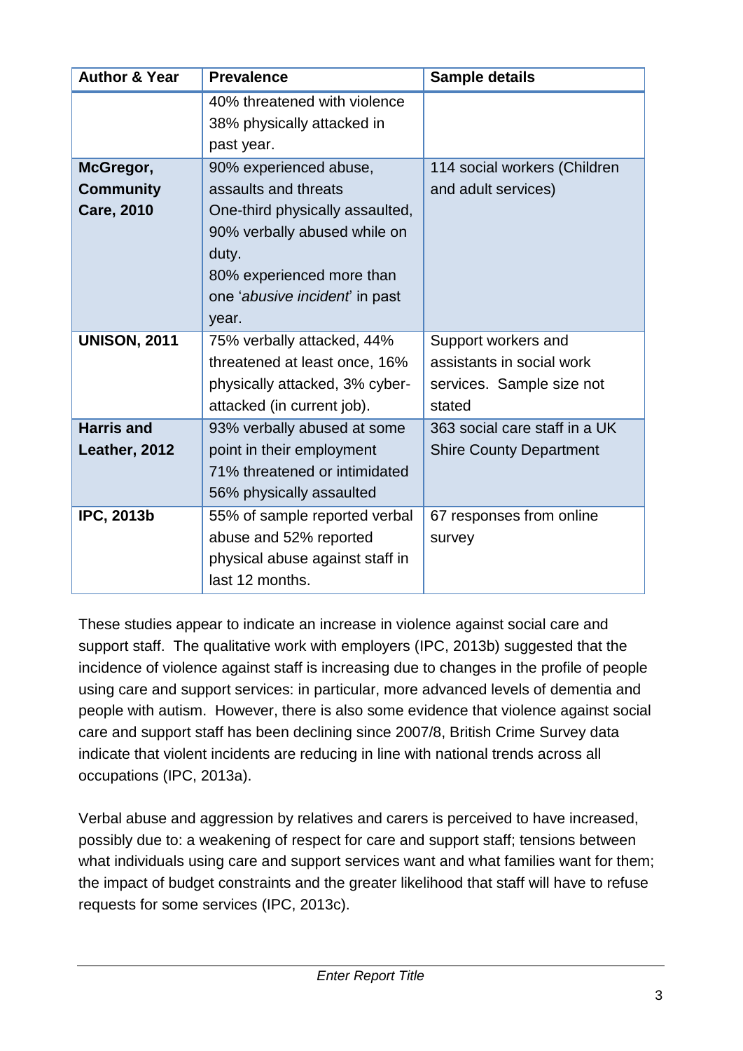| Author & Year | Prevalence | Sample details |
|---|---|---|
| | 40% threatened with violence<br>38% physically attacked in past year. | |
| **McGregor, Community Care, 2010** | 90% experienced abuse, assaults and threats<br>One-third physically assaulted,<br>90% verbally abused while on duty.<br>80% experienced more than one '*abusive incident*' in past year. | 114 social workers (Children and adult services) |
| **UNISON, 2011** | 75% verbally attacked, 44% threatened at least once, 16% physically attacked, 3% cyber-attacked (in current job). | Support workers and assistants in social work services. Sample size not stated |
| **Harris and Leather, 2012** | 93% verbally abused at some point in their employment<br>71% threatened or intimidated<br>56% physically assaulted | 363 social care staff in a UK Shire County Department |
| **IPC, 2013b** | 55% of sample reported verbal abuse and 52% reported physical abuse against staff in last 12 months. | 67 responses from online survey |

These studies appear to indicate an increase in violence against social care and support staff. The qualitative work with employers (IPC, 2013b) suggested that the incidence of violence against staff is increasing due to changes in the profile of people using care and support services: in particular, more advanced levels of dementia and people with autism. However, there is also some evidence that violence against social care and support staff has been declining since 2007/8, British Crime Survey data indicate that violent incidents are reducing in line with national trends across all occupations (IPC, 2013a).

Verbal abuse and aggression by relatives and carers is perceived to have increased, possibly due to: a weakening of respect for care and support staff; tensions between what individuals using care and support services want and what families want for them; the impact of budget constraints and the greater likelihood that staff will have to refuse requests for some services (IPC, 2013c).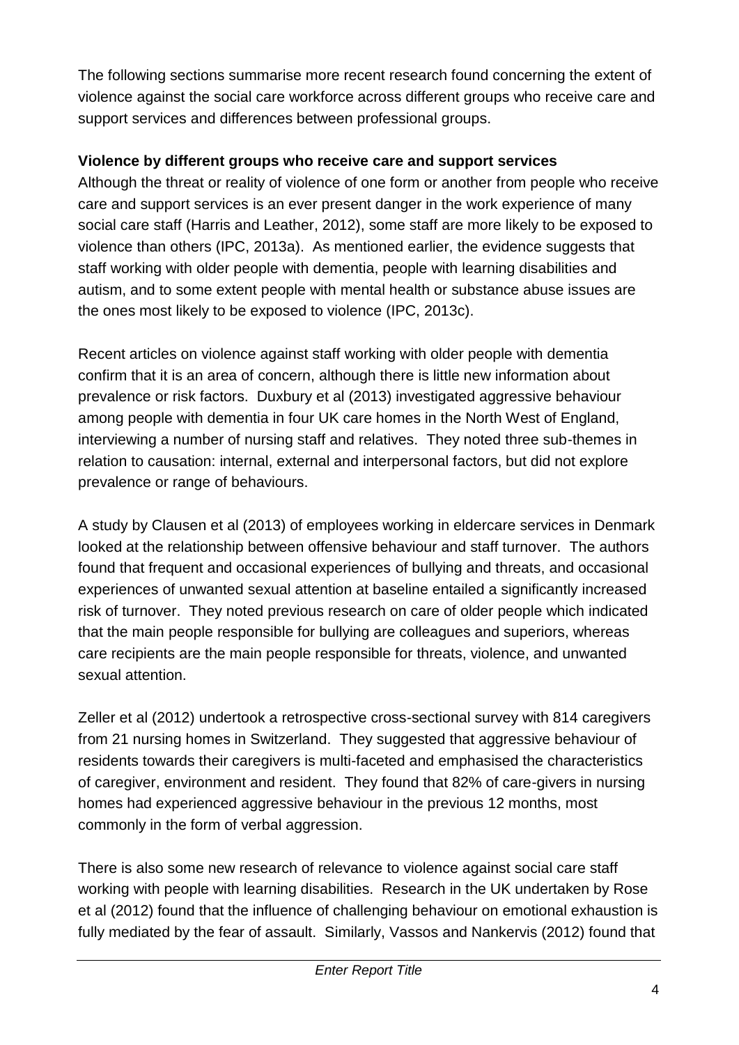The following sections summarise more recent research found concerning the extent of violence against the social care workforce across different groups who receive care and support services and differences between professional groups.

**Violence by different groups who receive care and support services**

Although the threat or reality of violence of one form or another from people who receive care and support services is an ever present danger in the work experience of many social care staff (Harris and Leather, 2012), some staff are more likely to be exposed to violence than others (IPC, 2013a). As mentioned earlier, the evidence suggests that staff working with older people with dementia, people with learning disabilities and autism, and to some extent people with mental health or substance abuse issues are the ones most likely to be exposed to violence (IPC, 2013c).

Recent articles on violence against staff working with older people with dementia confirm that it is an area of concern, although there is little new information about prevalence or risk factors. Duxbury et al (2013) investigated aggressive behaviour among people with dementia in four UK care homes in the North West of England, interviewing a number of nursing staff and relatives. They noted three sub-themes in relation to causation: internal, external and interpersonal factors, but did not explore prevalence or range of behaviours.

A study by Clausen et al (2013) of employees working in eldercare services in Denmark looked at the relationship between offensive behaviour and staff turnover. The authors found that frequent and occasional experiences of bullying and threats, and occasional experiences of unwanted sexual attention at baseline entailed a significantly increased risk of turnover. They noted previous research on care of older people which indicated that the main people responsible for bullying are colleagues and superiors, whereas care recipients are the main people responsible for threats, violence, and unwanted sexual attention.

Zeller et al (2012) undertook a retrospective cross-sectional survey with 814 caregivers from 21 nursing homes in Switzerland. They suggested that aggressive behaviour of residents towards their caregivers is multi-faceted and emphasised the characteristics of caregiver, environment and resident. They found that 82% of care-givers in nursing homes had experienced aggressive behaviour in the previous 12 months, most commonly in the form of verbal aggression.

There is also some new research of relevance to violence against social care staff working with people with learning disabilities. Research in the UK undertaken by Rose et al (2012) found that the influence of challenging behaviour on emotional exhaustion is fully mediated by the fear of assault. Similarly, Vassos and Nankervis (2012) found that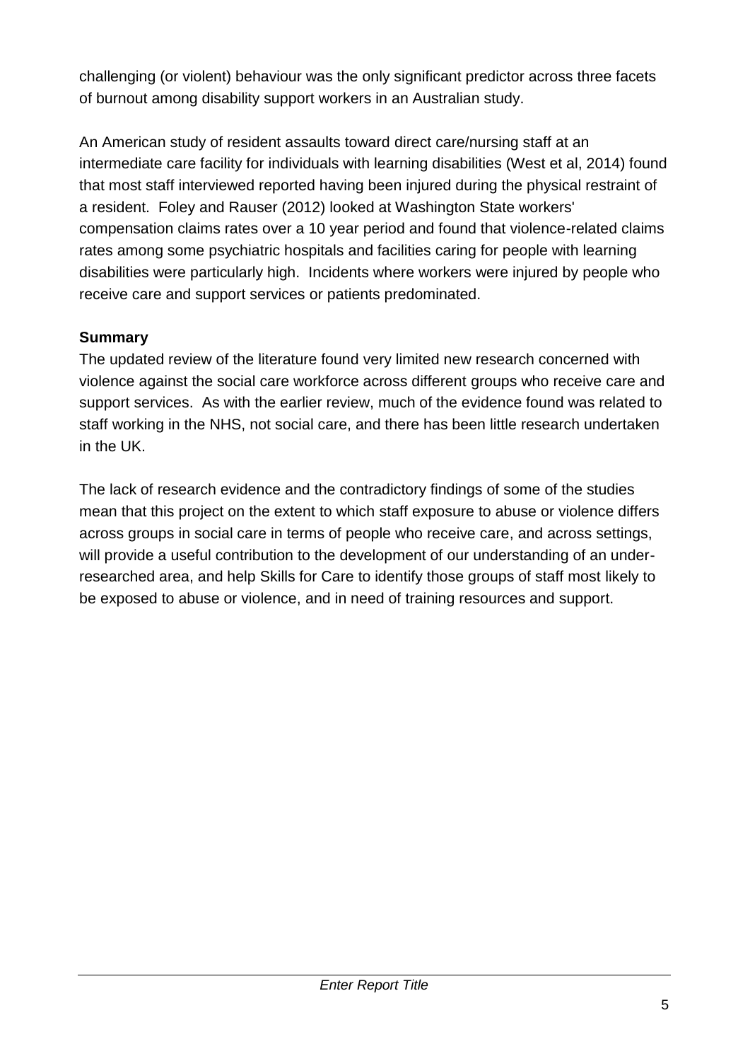challenging (or violent) behaviour was the only significant predictor across three facets of burnout among disability support workers in an Australian study.

An American study of resident assaults toward direct care/nursing staff at an intermediate care facility for individuals with learning disabilities (West et al, 2014) found that most staff interviewed reported having been injured during the physical restraint of a resident. Foley and Rauser (2012) looked at Washington State workers' compensation claims rates over a 10 year period and found that violence-related claims rates among some psychiatric hospitals and facilities caring for people with learning disabilities were particularly high. Incidents where workers were injured by people who receive care and support services or patients predominated.

**Summary**

The updated review of the literature found very limited new research concerned with violence against the social care workforce across different groups who receive care and support services. As with the earlier review, much of the evidence found was related to staff working in the NHS, not social care, and there has been little research undertaken in the UK.

The lack of research evidence and the contradictory findings of some of the studies mean that this project on the extent to which staff exposure to abuse or violence differs across groups in social care in terms of people who receive care, and across settings, will provide a useful contribution to the development of our understanding of an under-researched area, and help Skills for Care to identify those groups of staff most likely to be exposed to abuse or violence, and in need of training resources and support.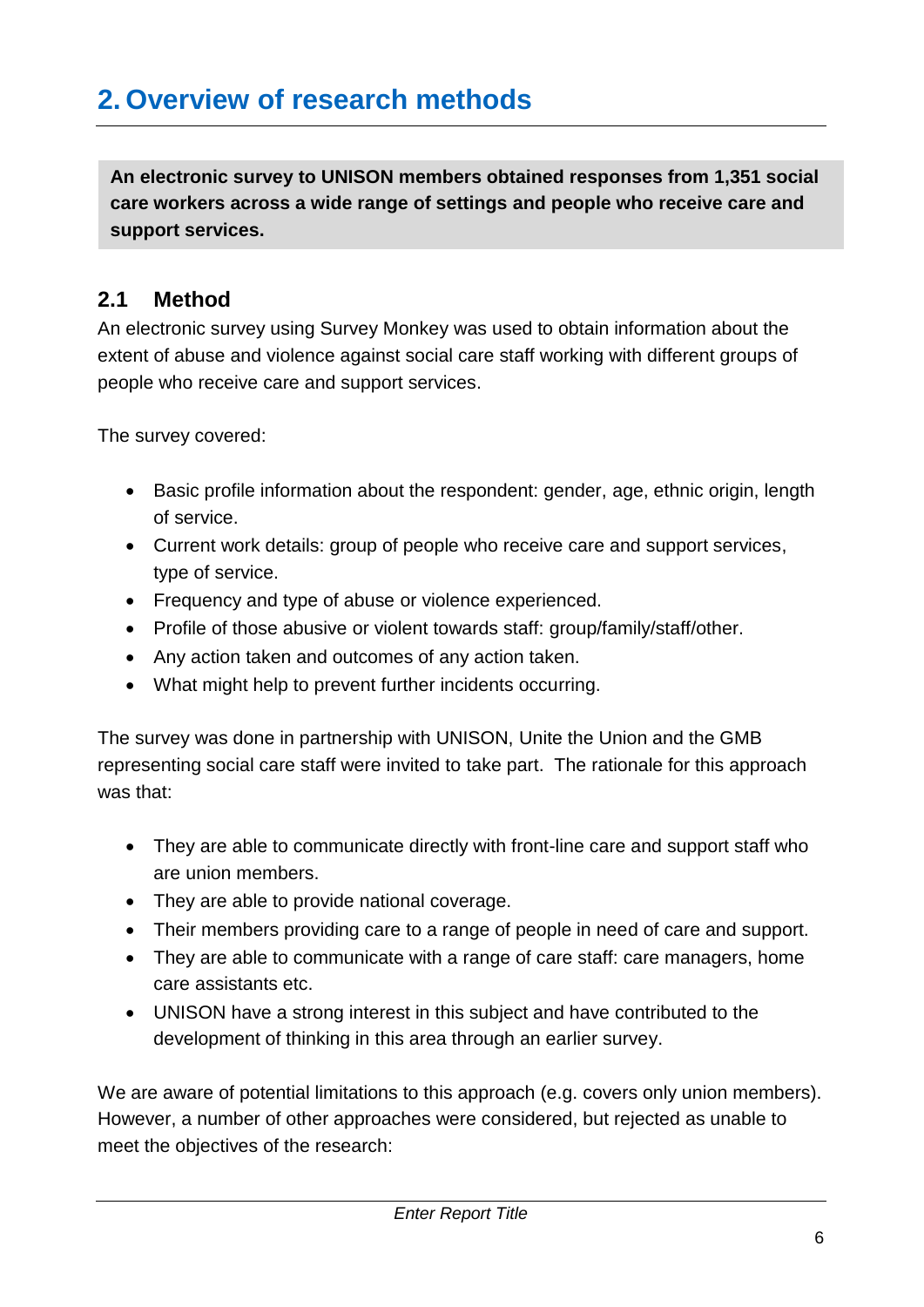# 2. Overview of research methods

**An electronic survey to UNISON members obtained responses from 1,351 social care workers across a wide range of settings and people who receive care and support services.**

## 2.1 Method

An electronic survey using Survey Monkey was used to obtain information about the extent of abuse and violence against social care staff working with different groups of people who receive care and support services.

The survey covered:

- Basic profile information about the respondent: gender, age, ethnic origin, length of service.
- Current work details: group of people who receive care and support services, type of service.
- Frequency and type of abuse or violence experienced.
- Profile of those abusive or violent towards staff: group/family/staff/other.
- Any action taken and outcomes of any action taken.
- What might help to prevent further incidents occurring.

The survey was done in partnership with UNISON, Unite the Union and the GMB representing social care staff were invited to take part. The rationale for this approach was that:

- They are able to communicate directly with front-line care and support staff who are union members.
- They are able to provide national coverage.
- Their members providing care to a range of people in need of care and support.
- They are able to communicate with a range of care staff: care managers, home care assistants etc.
- UNISON have a strong interest in this subject and have contributed to the development of thinking in this area through an earlier survey.

We are aware of potential limitations to this approach (e.g. covers only union members). However, a number of other approaches were considered, but rejected as unable to meet the objectives of the research: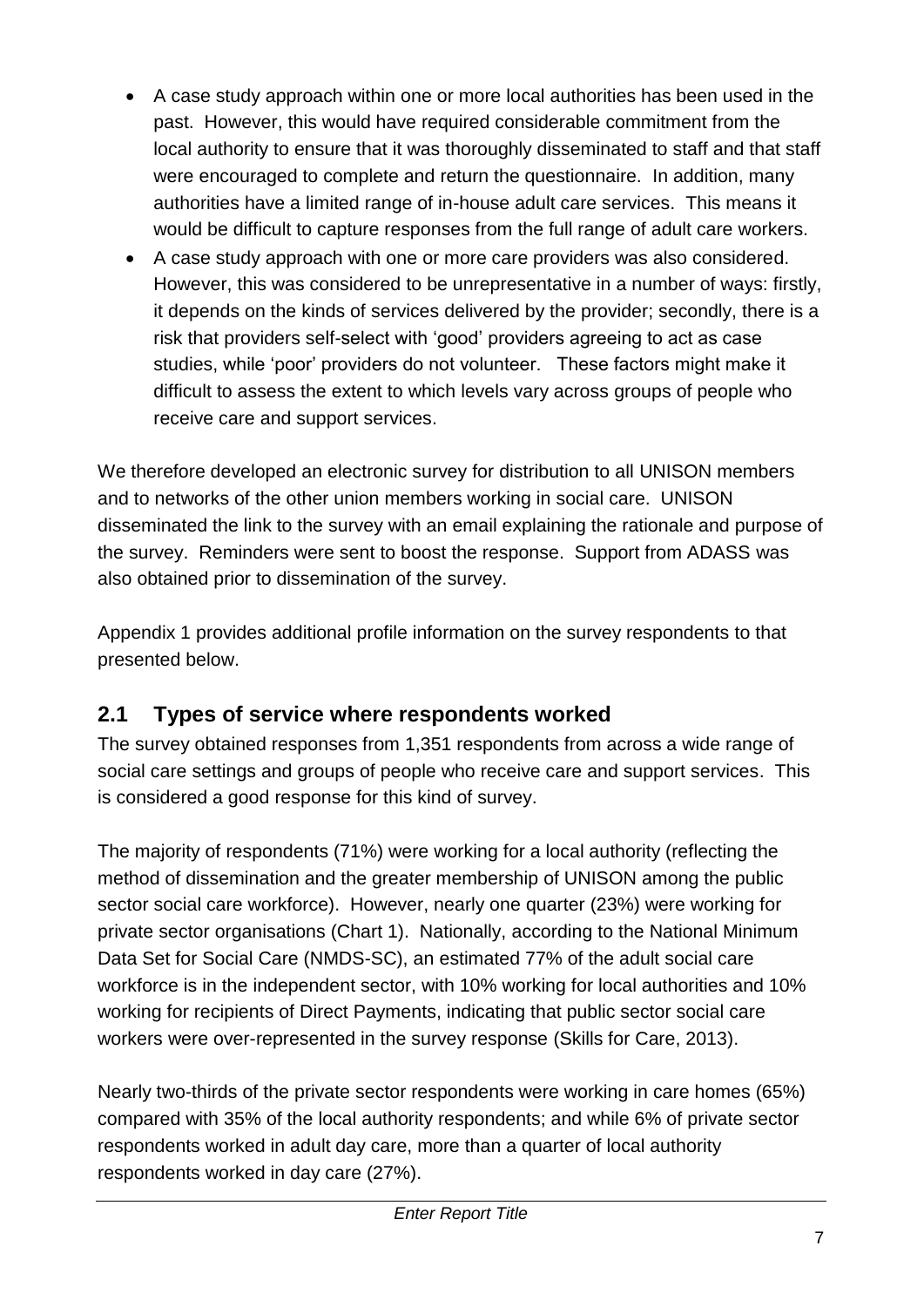- A case study approach within one or more local authorities has been used in the past. However, this would have required considerable commitment from the local authority to ensure that it was thoroughly disseminated to staff and that staff were encouraged to complete and return the questionnaire. In addition, many authorities have a limited range of in-house adult care services. This means it would be difficult to capture responses from the full range of adult care workers.
- A case study approach with one or more care providers was also considered. However, this was considered to be unrepresentative in a number of ways: firstly, it depends on the kinds of services delivered by the provider; secondly, there is a risk that providers self-select with 'good' providers agreeing to act as case studies, while 'poor' providers do not volunteer. These factors might make it difficult to assess the extent to which levels vary across groups of people who receive care and support services.

We therefore developed an electronic survey for distribution to all UNISON members and to networks of the other union members working in social care. UNISON disseminated the link to the survey with an email explaining the rationale and purpose of the survey. Reminders were sent to boost the response. Support from ADASS was also obtained prior to dissemination of the survey.

Appendix 1 provides additional profile information on the survey respondents to that presented below.

## 2.1 Types of service where respondents worked

The survey obtained responses from 1,351 respondents from across a wide range of social care settings and groups of people who receive care and support services. This is considered a good response for this kind of survey.

The majority of respondents (71%) were working for a local authority (reflecting the method of dissemination and the greater membership of UNISON among the public sector social care workforce). However, nearly one quarter (23%) were working for private sector organisations (Chart 1). Nationally, according to the National Minimum Data Set for Social Care (NMDS-SC), an estimated 77% of the adult social care workforce is in the independent sector, with 10% working for local authorities and 10% working for recipients of Direct Payments, indicating that public sector social care workers were over-represented in the survey response (Skills for Care, 2013).

Nearly two-thirds of the private sector respondents were working in care homes (65%) compared with 35% of the local authority respondents; and while 6% of private sector respondents worked in adult day care, more than a quarter of local authority respondents worked in day care (27%).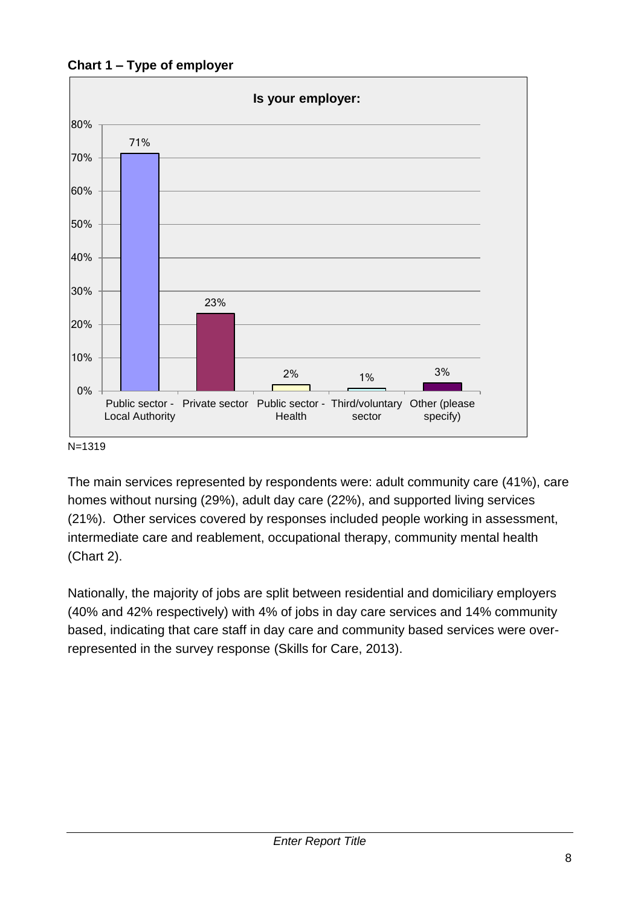**Chart 1 – Type of employer**

**Is your employer:**

| Employer type | % |
|---|---|
| Public sector - Local Authority | 71% |
| Private sector | 23% |
| Public sector - Health | 2% |
| Third/voluntary sector | 1% |
| Other (please specify) | 3% |

N=1319

The main services represented by respondents were: adult community care (41%), care homes without nursing (29%), adult day care (22%), and supported living services (21%). Other services covered by responses included people working in assessment, intermediate care and reablement, occupational therapy, community mental health (Chart 2).

Nationally, the majority of jobs are split between residential and domiciliary employers (40% and 42% respectively) with 4% of jobs in day care services and 14% community based, indicating that care staff in day care and community based services were over-represented in the survey response (Skills for Care, 2013).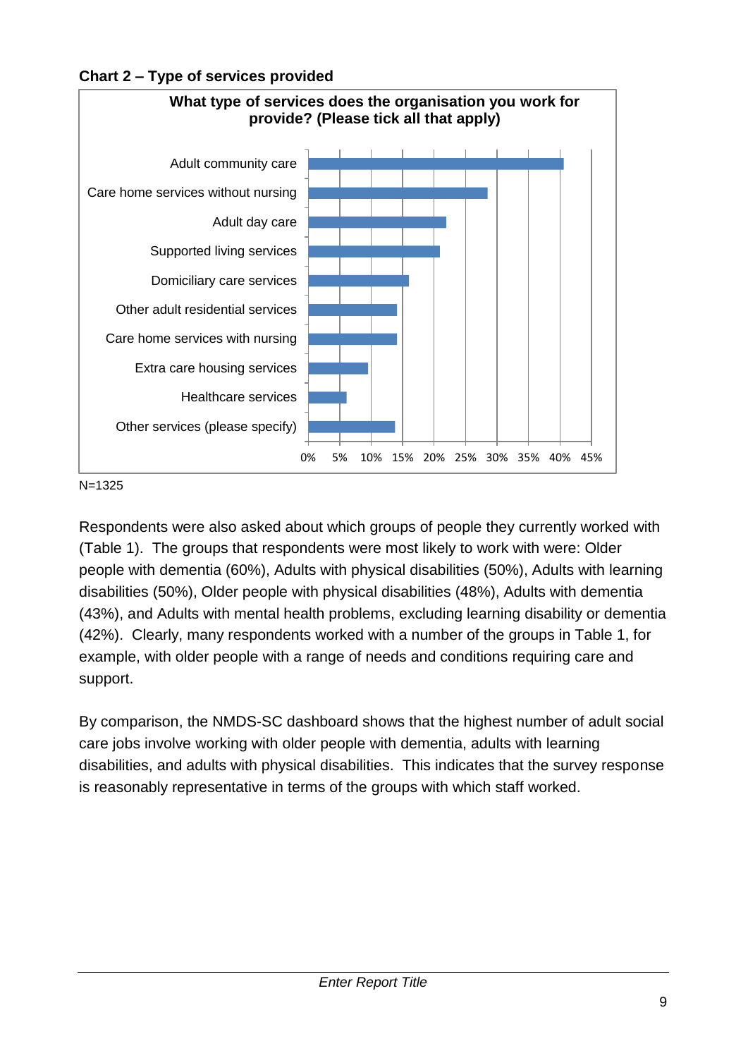**Chart 2 – Type of services provided**

**What type of services does the organisation you work for provide? (Please tick all that apply)**

N=1325

Respondents were also asked about which groups of people they currently worked with (Table 1). The groups that respondents were most likely to work with were: Older people with dementia (60%), Adults with physical disabilities (50%), Adults with learning disabilities (50%), Older people with physical disabilities (48%), Adults with dementia (43%), and Adults with mental health problems, excluding learning disability or dementia (42%). Clearly, many respondents worked with a number of the groups in Table 1, for example, with older people with a range of needs and conditions requiring care and support.

By comparison, the NMDS-SC dashboard shows that the highest number of adult social care jobs involve working with older people with dementia, adults with learning disabilities, and adults with physical disabilities. This indicates that the survey response is reasonably representative in terms of the groups with which staff worked.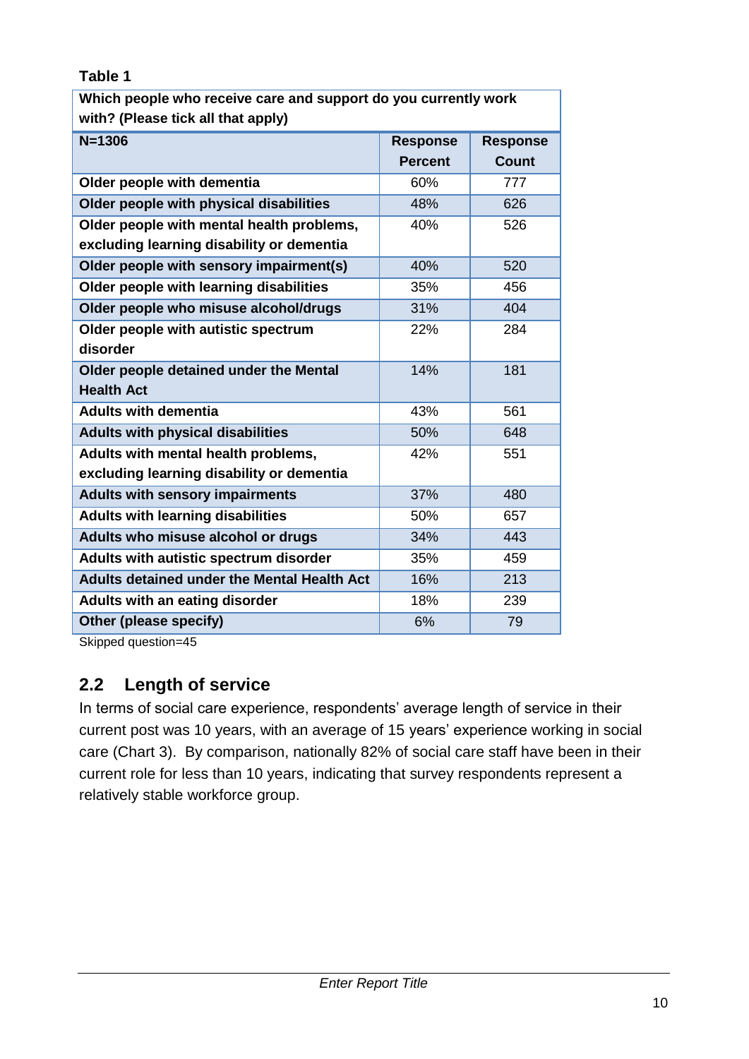**Table 1**

| Which people who receive care and support do you currently work with? (Please tick all that apply) | | |
|---|---|---|
| **N=1306** | **Response Percent** | **Response Count** |
| **Older people with dementia** | 60% | 777 |
| **Older people with physical disabilities** | 48% | 626 |
| **Older people with mental health problems, excluding learning disability or dementia** | 40% | 526 |
| **Older people with sensory impairment(s)** | 40% | 520 |
| **Older people with learning disabilities** | 35% | 456 |
| **Older people who misuse alcohol/drugs** | 31% | 404 |
| **Older people with autistic spectrum disorder** | 22% | 284 |
| **Older people detained under the Mental Health Act** | 14% | 181 |
| **Adults with dementia** | 43% | 561 |
| **Adults with physical disabilities** | 50% | 648 |
| **Adults with mental health problems, excluding learning disability or dementia** | 42% | 551 |
| **Adults with sensory impairments** | 37% | 480 |
| **Adults with learning disabilities** | 50% | 657 |
| **Adults who misuse alcohol or drugs** | 34% | 443 |
| **Adults with autistic spectrum disorder** | 35% | 459 |
| **Adults detained under the Mental Health Act** | 16% | 213 |
| **Adults with an eating disorder** | 18% | 239 |
| **Other (please specify)** | 6% | 79 |

Skipped question=45

## 2.2 Length of service

In terms of social care experience, respondents' average length of service in their current post was 10 years, with an average of 15 years' experience working in social care (Chart 3). By comparison, nationally 82% of social care staff have been in their current role for less than 10 years, indicating that survey respondents represent a relatively stable workforce group.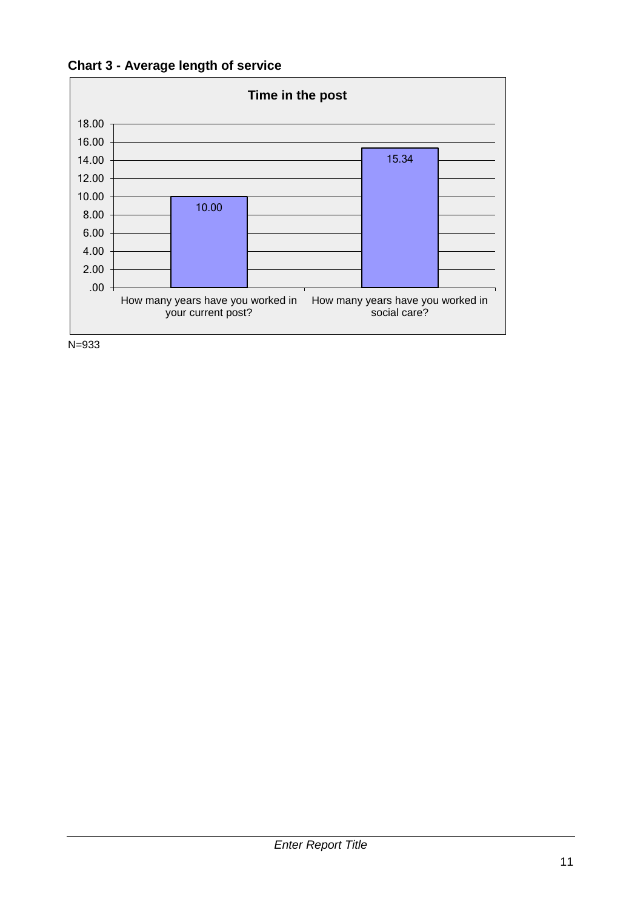**Chart 3 - Average length of service**

**Time in the post**

| | Years |
|---|---|
| How many years have you worked in your current post? | 10.00 |
| How many years have you worked in social care? | 15.34 |

N=933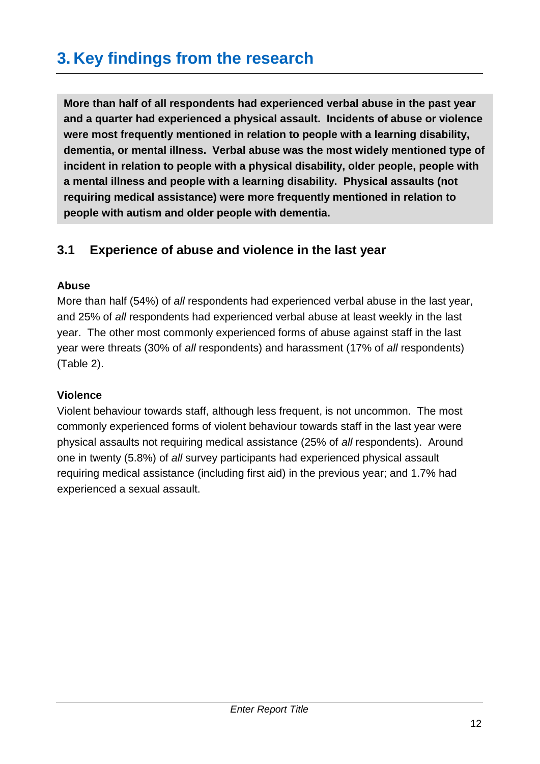# 3. Key findings from the research

**More than half of all respondents had experienced verbal abuse in the past year and a quarter had experienced a physical assault. Incidents of abuse or violence were most frequently mentioned in relation to people with a learning disability, dementia, or mental illness. Verbal abuse was the most widely mentioned type of incident in relation to people with a physical disability, older people, people with a mental illness and people with a learning disability. Physical assaults (not requiring medical assistance) were more frequently mentioned in relation to people with autism and older people with dementia.**

## 3.1 Experience of abuse and violence in the last year

**Abuse**

More than half (54%) of *all* respondents had experienced verbal abuse in the last year, and 25% of *all* respondents had experienced verbal abuse at least weekly in the last year. The other most commonly experienced forms of abuse against staff in the last year were threats (30% of *all* respondents) and harassment (17% of *all* respondents) (Table 2).

**Violence**

Violent behaviour towards staff, although less frequent, is not uncommon. The most commonly experienced forms of violent behaviour towards staff in the last year were physical assaults not requiring medical assistance (25% of *all* respondents). Around one in twenty (5.8%) of *all* survey participants had experienced physical assault requiring medical assistance (including first aid) in the previous year; and 1.7% had experienced a sexual assault.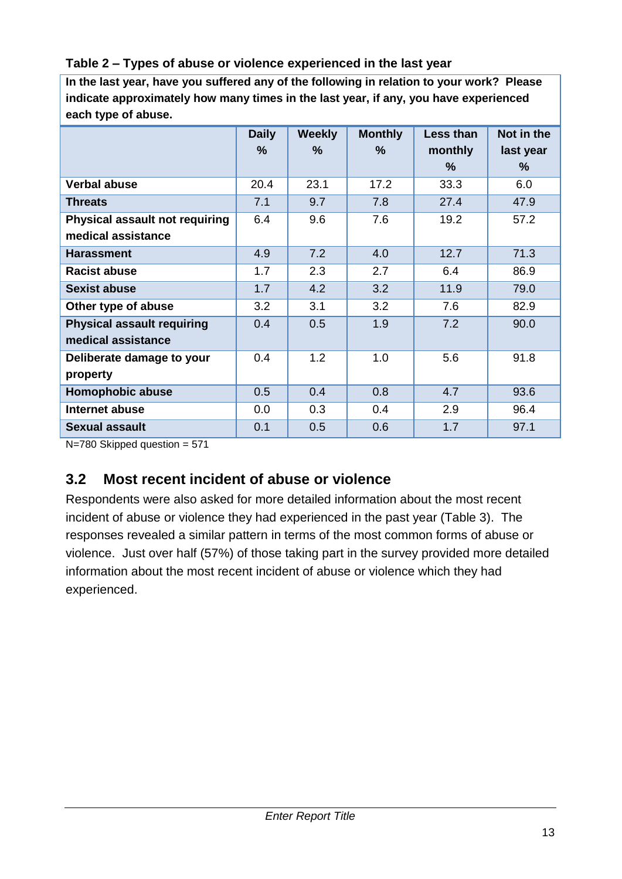**Table 2 – Types of abuse or violence experienced in the last year**

**In the last year, have you suffered any of the following in relation to your work? Please indicate approximately how many times in the last year, if any, you have experienced each type of abuse.**

| | Daily % | Weekly % | Monthly % | Less than monthly % | Not in the last year % |
|---|---|---|---|---|---|
| **Verbal abuse** | 20.4 | 23.1 | 17.2 | 33.3 | 6.0 |
| **Threats** | 7.1 | 9.7 | 7.8 | 27.4 | 47.9 |
| **Physical assault not requiring medical assistance** | 6.4 | 9.6 | 7.6 | 19.2 | 57.2 |
| **Harassment** | 4.9 | 7.2 | 4.0 | 12.7 | 71.3 |
| **Racist abuse** | 1.7 | 2.3 | 2.7 | 6.4 | 86.9 |
| **Sexist abuse** | 1.7 | 4.2 | 3.2 | 11.9 | 79.0 |
| **Other type of abuse** | 3.2 | 3.1 | 3.2 | 7.6 | 82.9 |
| **Physical assault requiring medical assistance** | 0.4 | 0.5 | 1.9 | 7.2 | 90.0 |
| **Deliberate damage to your property** | 0.4 | 1.2 | 1.0 | 5.6 | 91.8 |
| **Homophobic abuse** | 0.5 | 0.4 | 0.8 | 4.7 | 93.6 |
| **Internet abuse** | 0.0 | 0.3 | 0.4 | 2.9 | 96.4 |
| **Sexual assault** | 0.1 | 0.5 | 0.6 | 1.7 | 97.1 |

N=780 Skipped question = 571

## 3.2 Most recent incident of abuse or violence

Respondents were also asked for more detailed information about the most recent incident of abuse or violence they had experienced in the past year (Table 3). The responses revealed a similar pattern in terms of the most common forms of abuse or violence. Just over half (57%) of those taking part in the survey provided more detailed information about the most recent incident of abuse or violence which they had experienced.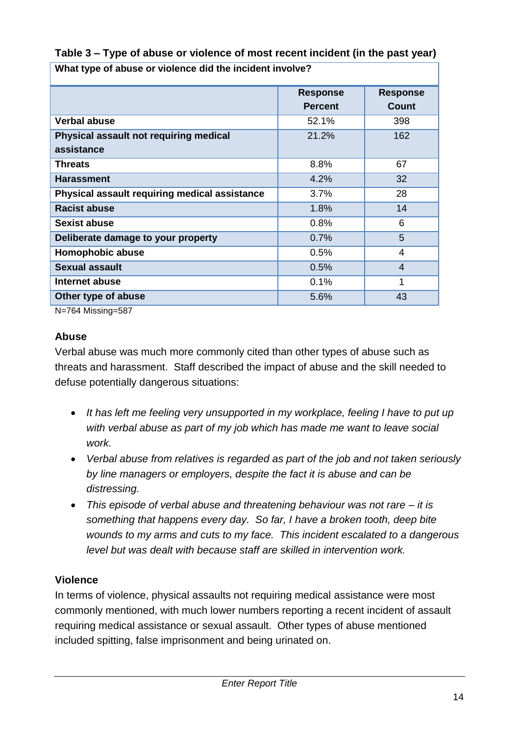**Table 3 – Type of abuse or violence of most recent incident (in the past year)**

| What type of abuse or violence did the incident involve? | | |
|---|---|---|
| | **Response Percent** | **Response Count** |
| **Verbal abuse** | 52.1% | 398 |
| **Physical assault not requiring medical assistance** | 21.2% | 162 |
| **Threats** | 8.8% | 67 |
| **Harassment** | 4.2% | 32 |
| **Physical assault requiring medical assistance** | 3.7% | 28 |
| **Racist abuse** | 1.8% | 14 |
| **Sexist abuse** | 0.8% | 6 |
| **Deliberate damage to your property** | 0.7% | 5 |
| **Homophobic abuse** | 0.5% | 4 |
| **Sexual assault** | 0.5% | 4 |
| **Internet abuse** | 0.1% | 1 |
| **Other type of abuse** | 5.6% | 43 |

N=764 Missing=587

### Abuse

Verbal abuse was much more commonly cited than other types of abuse such as threats and harassment. Staff described the impact of abuse and the skill needed to defuse potentially dangerous situations:

- *It has left me feeling very unsupported in my workplace, feeling I have to put up with verbal abuse as part of my job which has made me want to leave social work.*
- *Verbal abuse from relatives is regarded as part of the job and not taken seriously by line managers or employers, despite the fact it is abuse and can be distressing.*
- *This episode of verbal abuse and threatening behaviour was not rare – it is something that happens every day. So far, I have a broken tooth, deep bite wounds to my arms and cuts to my face. This incident escalated to a dangerous level but was dealt with because staff are skilled in intervention work.*

### Violence

In terms of violence, physical assaults not requiring medical assistance were most commonly mentioned, with much lower numbers reporting a recent incident of assault requiring medical assistance or sexual assault. Other types of abuse mentioned included spitting, false imprisonment and being urinated on.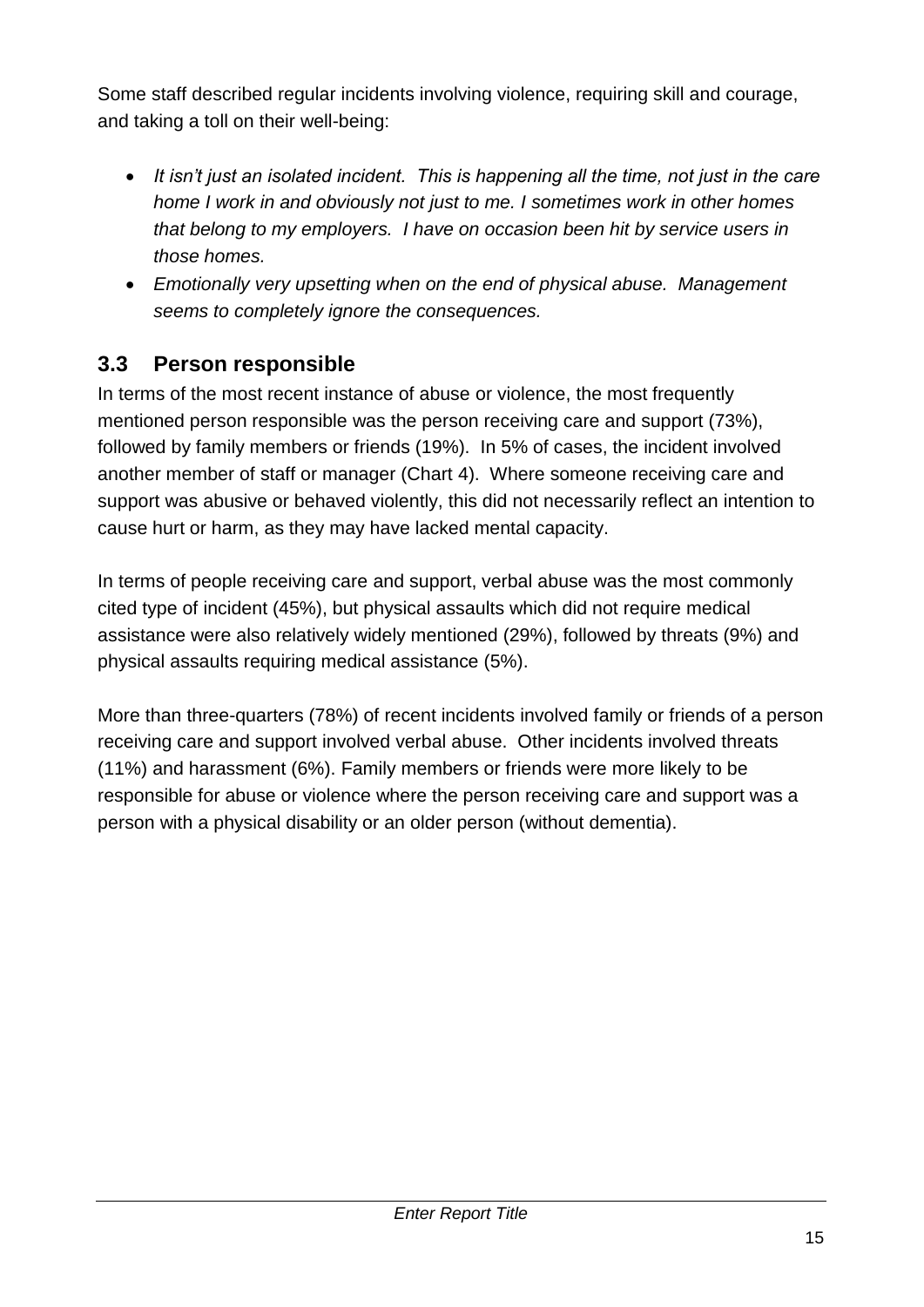Some staff described regular incidents involving violence, requiring skill and courage, and taking a toll on their well-being:

- *It isn't just an isolated incident. This is happening all the time, not just in the care home I work in and obviously not just to me. I sometimes work in other homes that belong to my employers. I have on occasion been hit by service users in those homes.*
- *Emotionally very upsetting when on the end of physical abuse. Management seems to completely ignore the consequences.*

## 3.3 Person responsible

In terms of the most recent instance of abuse or violence, the most frequently mentioned person responsible was the person receiving care and support (73%), followed by family members or friends (19%). In 5% of cases, the incident involved another member of staff or manager (Chart 4). Where someone receiving care and support was abusive or behaved violently, this did not necessarily reflect an intention to cause hurt or harm, as they may have lacked mental capacity.

In terms of people receiving care and support, verbal abuse was the most commonly cited type of incident (45%), but physical assaults which did not require medical assistance were also relatively widely mentioned (29%), followed by threats (9%) and physical assaults requiring medical assistance (5%).

More than three-quarters (78%) of recent incidents involved family or friends of a person receiving care and support involved verbal abuse. Other incidents involved threats (11%) and harassment (6%). Family members or friends were more likely to be responsible for abuse or violence where the person receiving care and support was a person with a physical disability or an older person (without dementia).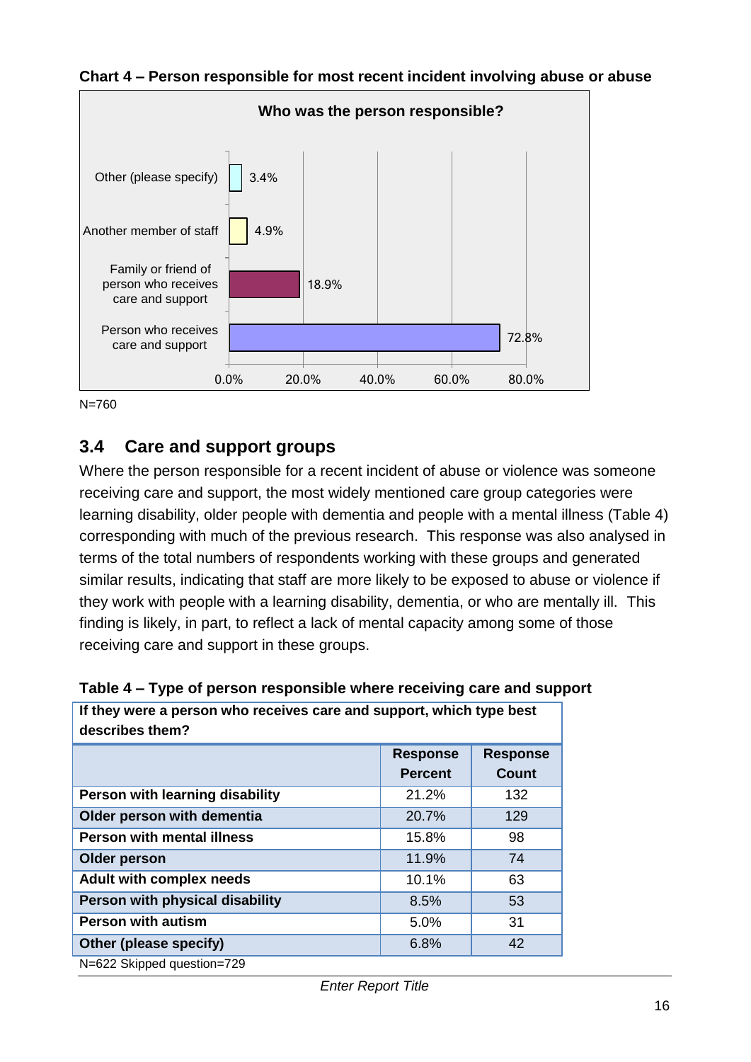**Chart 4 – Person responsible for most recent incident involving abuse or abuse**

**Who was the person responsible?**

| Category | Percent |
|---|---|
| Other (please specify) | 3.4% |
| Another member of staff | 4.9% |
| Family or friend of person who receives care and support | 18.9% |
| Person who receives care and support | 72.8% |

N=760

## 3.4 Care and support groups

Where the person responsible for a recent incident of abuse or violence was someone receiving care and support, the most widely mentioned care group categories were learning disability, older people with dementia and people with a mental illness (Table 4) corresponding with much of the previous research. This response was also analysed in terms of the total numbers of respondents working with these groups and generated similar results, indicating that staff are more likely to be exposed to abuse or violence if they work with people with a learning disability, dementia, or who are mentally ill. This finding is likely, in part, to reflect a lack of mental capacity among some of those receiving care and support in these groups.

**Table 4 – Type of person responsible where receiving care and support**

**If they were a person who receives care and support, which type best describes them?**

| | Response Percent | Response Count |
|---|---|---|
| **Person with learning disability** | 21.2% | 132 |
| **Older person with dementia** | 20.7% | 129 |
| **Person with mental illness** | 15.8% | 98 |
| **Older person** | 11.9% | 74 |
| **Adult with complex needs** | 10.1% | 63 |
| **Person with physical disability** | 8.5% | 53 |
| **Person with autism** | 5.0% | 31 |
| **Other (please specify)** | 6.8% | 42 |

N=622 Skipped question=729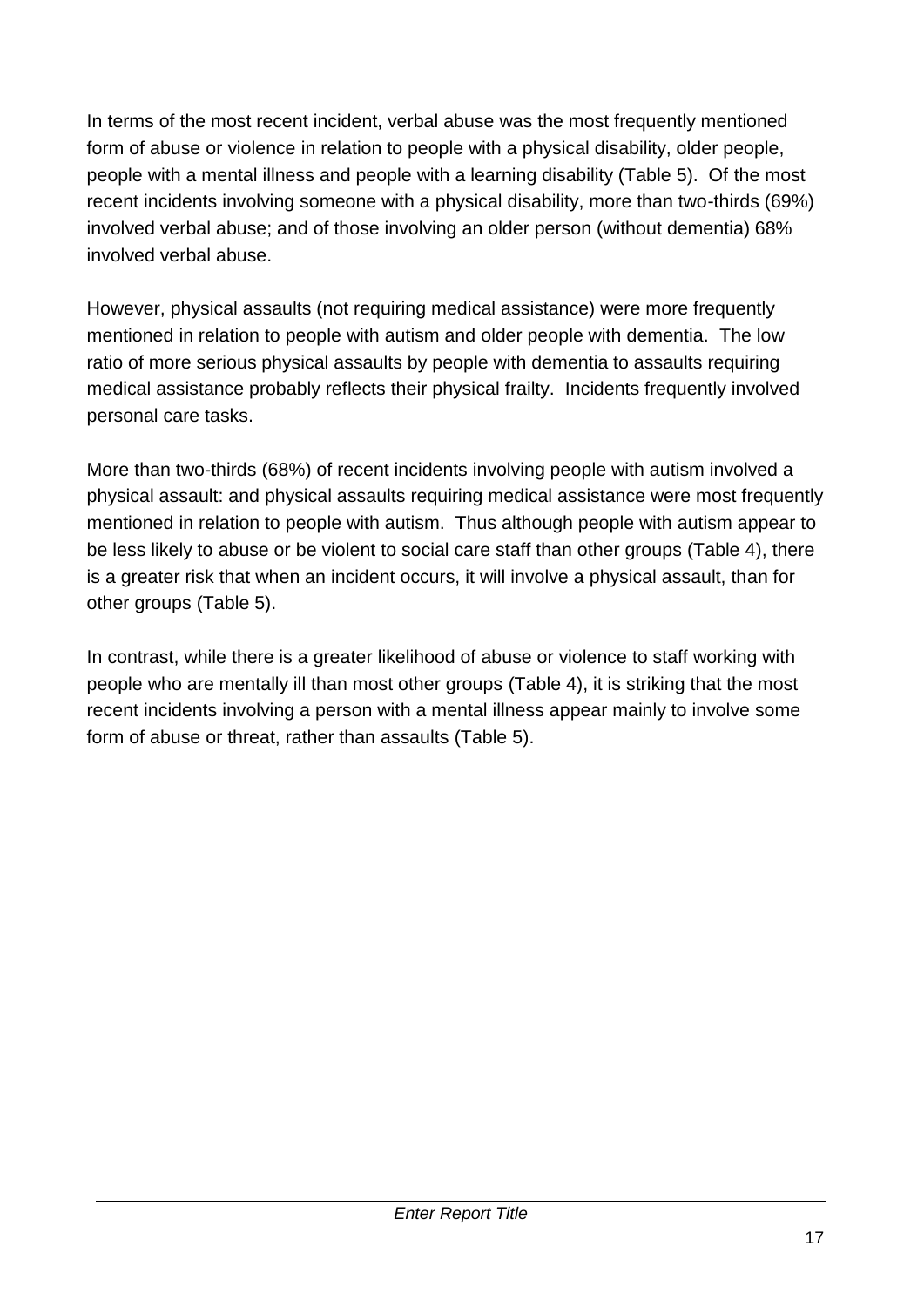In terms of the most recent incident, verbal abuse was the most frequently mentioned form of abuse or violence in relation to people with a physical disability, older people, people with a mental illness and people with a learning disability (Table 5). Of the most recent incidents involving someone with a physical disability, more than two-thirds (69%) involved verbal abuse; and of those involving an older person (without dementia) 68% involved verbal abuse.

However, physical assaults (not requiring medical assistance) were more frequently mentioned in relation to people with autism and older people with dementia. The low ratio of more serious physical assaults by people with dementia to assaults requiring medical assistance probably reflects their physical frailty. Incidents frequently involved personal care tasks.

More than two-thirds (68%) of recent incidents involving people with autism involved a physical assault: and physical assaults requiring medical assistance were most frequently mentioned in relation to people with autism. Thus although people with autism appear to be less likely to abuse or be violent to social care staff than other groups (Table 4), there is a greater risk that when an incident occurs, it will involve a physical assault, than for other groups (Table 5).

In contrast, while there is a greater likelihood of abuse or violence to staff working with people who are mentally ill than most other groups (Table 4), it is striking that the most recent incidents involving a person with a mental illness appear mainly to involve some form of abuse or threat, rather than assaults (Table 5).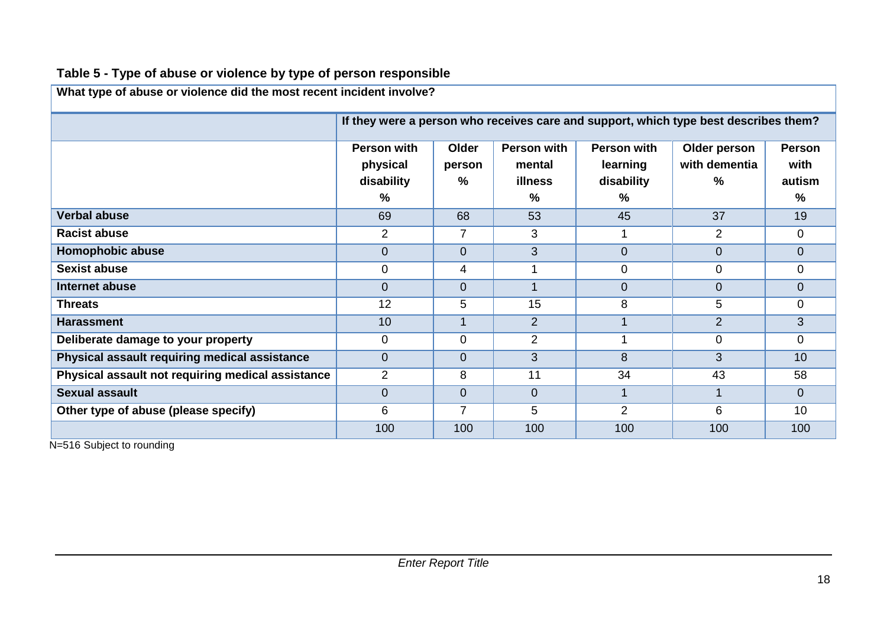**Table 5 - Type of abuse or violence by type of person responsible**

| What type of abuse or violence did the most recent incident involve? | | | | | | |
|---|---|---|---|---|---|---|
| | If they were a person who receives care and support, which type best describes them? | | | | | |
| | Person with physical disability % | Older person % | Person with mental illness % | Person with learning disability % | Older person with dementia % | Person with autism % |
| **Verbal abuse** | 69 | 68 | 53 | 45 | 37 | 19 |
| **Racist abuse** | 2 | 7 | 3 | 1 | 2 | 0 |
| **Homophobic abuse** | 0 | 0 | 3 | 0 | 0 | 0 |
| **Sexist abuse** | 0 | 4 | 1 | 0 | 0 | 0 |
| **Internet abuse** | 0 | 0 | 1 | 0 | 0 | 0 |
| **Threats** | 12 | 5 | 15 | 8 | 5 | 0 |
| **Harassment** | 10 | 1 | 2 | 1 | 2 | 3 |
| **Deliberate damage to your property** | 0 | 0 | 2 | 1 | 0 | 0 |
| **Physical assault requiring medical assistance** | 0 | 0 | 3 | 8 | 3 | 10 |
| **Physical assault not requiring medical assistance** | 2 | 8 | 11 | 34 | 43 | 58 |
| **Sexual assault** | 0 | 0 | 0 | 1 | 1 | 0 |
| **Other type of abuse (please specify)** | 6 | 7 | 5 | 2 | 6 | 10 |
| | 100 | 100 | 100 | 100 | 100 | 100 |

N=516 Subject to rounding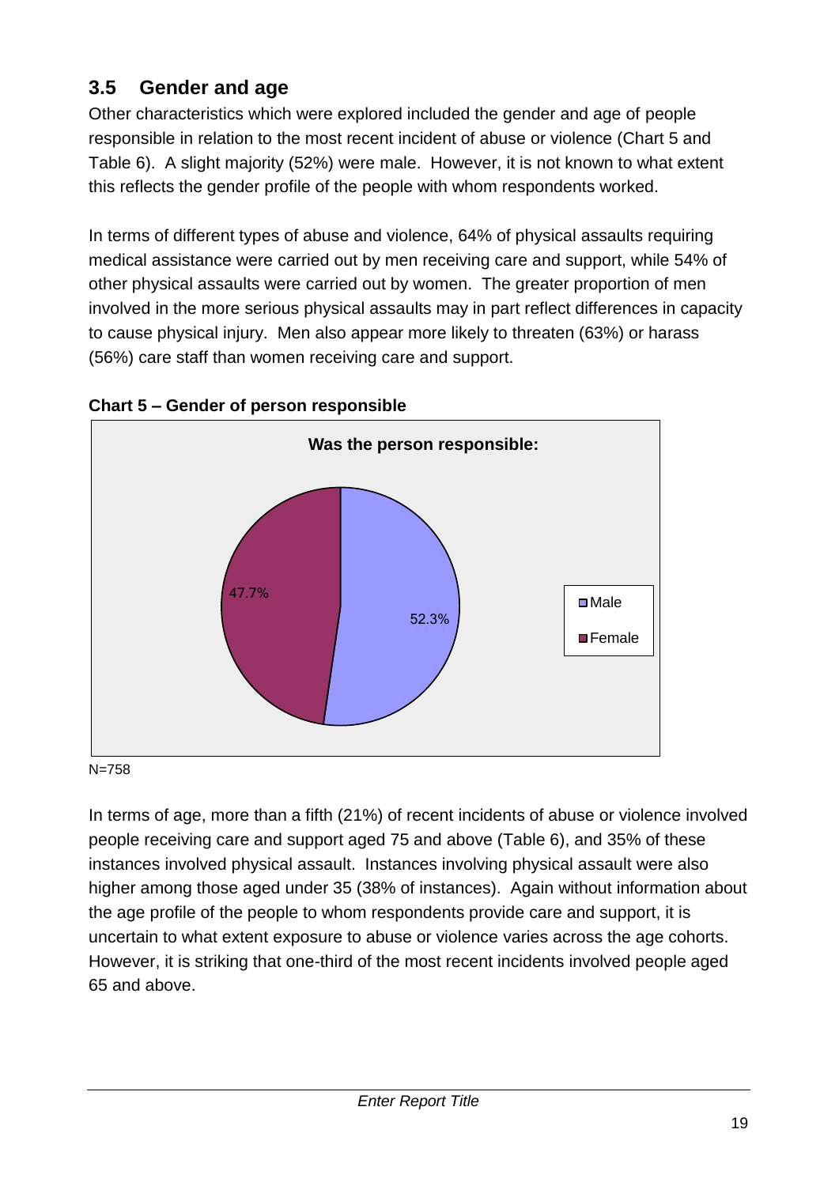## 3.5 Gender and age

Other characteristics which were explored included the gender and age of people responsible in relation to the most recent incident of abuse or violence (Chart 5 and Table 6). A slight majority (52%) were male. However, it is not known to what extent this reflects the gender profile of the people with whom respondents worked.

In terms of different types of abuse and violence, 64% of physical assaults requiring medical assistance were carried out by men receiving care and support, while 54% of other physical assaults were carried out by women. The greater proportion of men involved in the more serious physical assaults may in part reflect differences in capacity to cause physical injury. Men also appear more likely to threaten (63%) or harass (56%) care staff than women receiving care and support.

**Chart 5 – Gender of person responsible**

**Was the person responsible:**

| Gender | Percentage |
|---|---|
| Male | 52.3% |
| Female | 47.7% |

N=758

In terms of age, more than a fifth (21%) of recent incidents of abuse or violence involved people receiving care and support aged 75 and above (Table 6), and 35% of these instances involved physical assault. Instances involving physical assault were also higher among those aged under 35 (38% of instances). Again without information about the age profile of the people to whom respondents provide care and support, it is uncertain to what extent exposure to abuse or violence varies across the age cohorts. However, it is striking that one-third of the most recent incidents involved people aged 65 and above.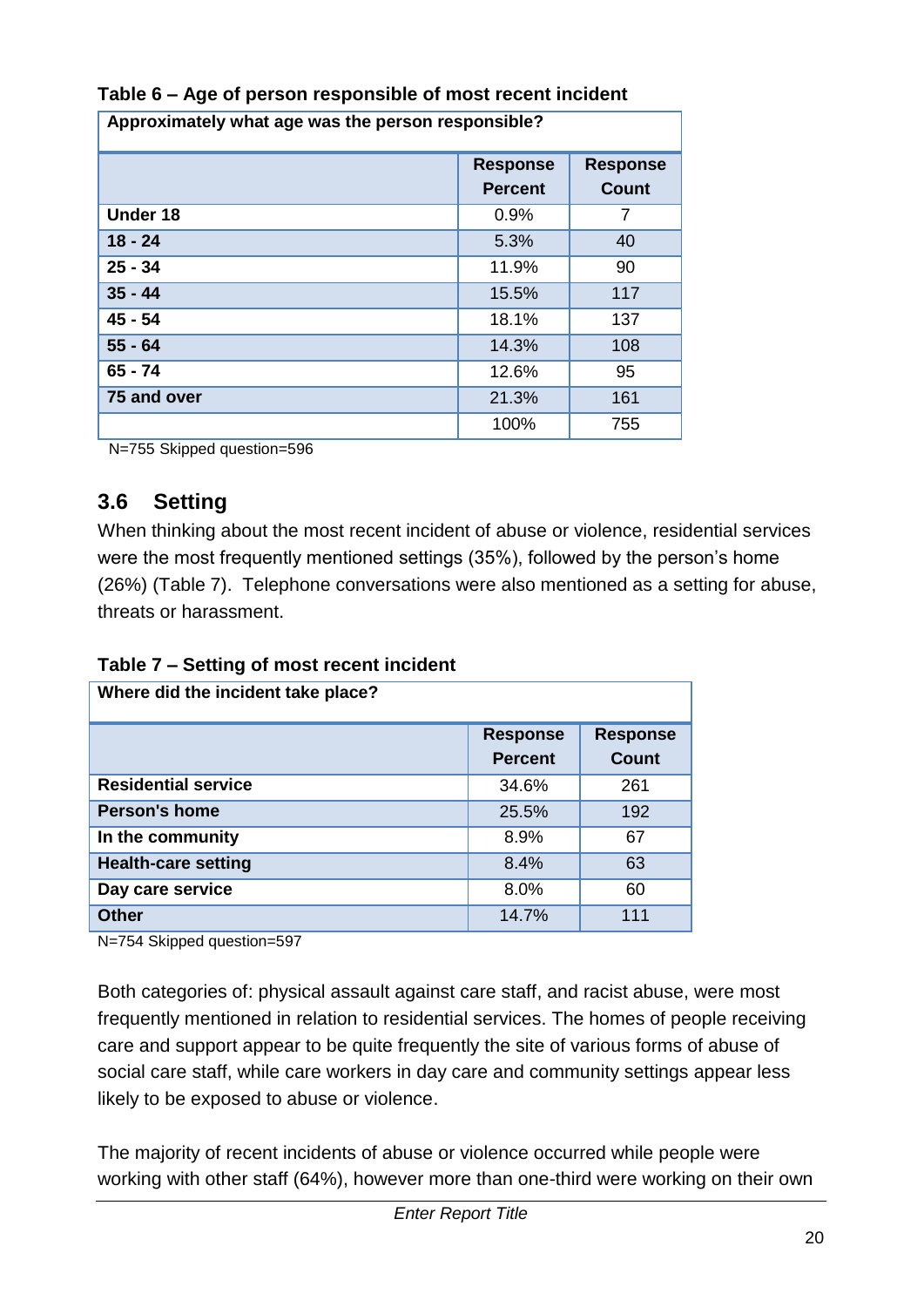**Table 6 – Age of person responsible of most recent incident**

| Approximately what age was the person responsible? | | |
|---|---|---|
| | Response Percent | Response Count |
| **Under 18** | 0.9% | 7 |
| **18 - 24** | 5.3% | 40 |
| **25 - 34** | 11.9% | 90 |
| **35 - 44** | 15.5% | 117 |
| **45 - 54** | 18.1% | 137 |
| **55 - 64** | 14.3% | 108 |
| **65 - 74** | 12.6% | 95 |
| **75 and over** | 21.3% | 161 |
| | 100% | 755 |

N=755 Skipped question=596

## 3.6 Setting

When thinking about the most recent incident of abuse or violence, residential services were the most frequently mentioned settings (35%), followed by the person's home (26%) (Table 7). Telephone conversations were also mentioned as a setting for abuse, threats or harassment.

**Table 7 – Setting of most recent incident**

| Where did the incident take place? | | |
|---|---|---|
| | Response Percent | Response Count |
| **Residential service** | 34.6% | 261 |
| **Person's home** | 25.5% | 192 |
| **In the community** | 8.9% | 67 |
| **Health-care setting** | 8.4% | 63 |
| **Day care service** | 8.0% | 60 |
| **Other** | 14.7% | 111 |

N=754 Skipped question=597

Both categories of: physical assault against care staff, and racist abuse, were most frequently mentioned in relation to residential services. The homes of people receiving care and support appear to be quite frequently the site of various forms of abuse of social care staff, while care workers in day care and community settings appear less likely to be exposed to abuse or violence.

The majority of recent incidents of abuse or violence occurred while people were working with other staff (64%), however more than one-third were working on their own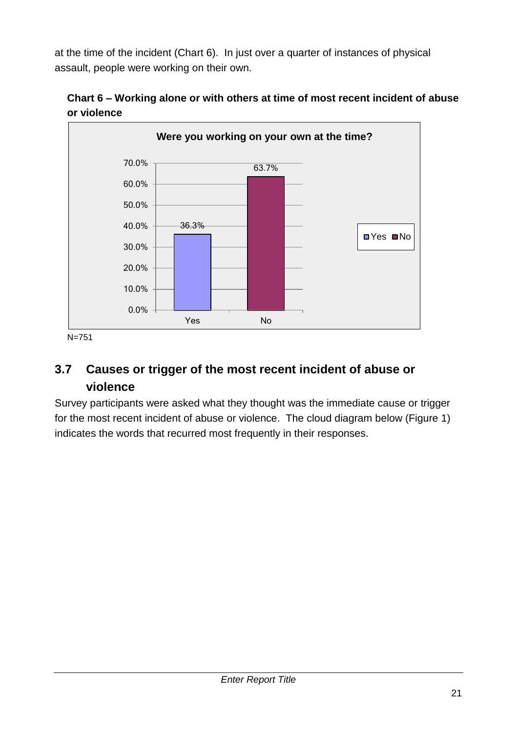at the time of the incident (Chart 6). In just over a quarter of instances of physical assault, people were working on their own.

**Chart 6 – Working alone or with others at time of most recent incident of abuse or violence**

**Were you working on your own at the time?**

| | Yes | No |
|---|---|---|
| Percentage | 36.3% | 63.7% |

N=751

## 3.7 Causes or trigger of the most recent incident of abuse or violence

Survey participants were asked what they thought was the immediate cause or trigger for the most recent incident of abuse or violence. The cloud diagram below (Figure 1) indicates the words that recurred most frequently in their responses.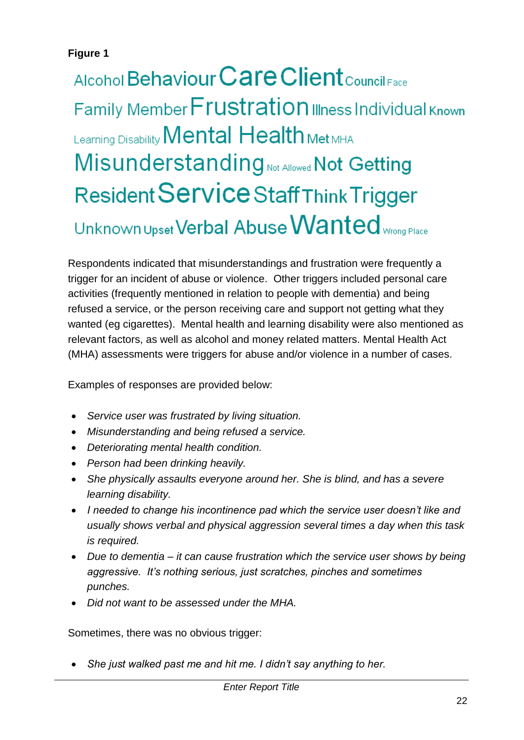**Figure 1**

Alcohol Behaviour Care Client Council Face Family Member Frustration Illness Individual Known Learning Disability Mental Health Met MHA Misunderstanding Not Allowed Not Getting Resident Service Staff Think Trigger Unknown Upset Verbal Abuse Wanted Wrong Place

Respondents indicated that misunderstandings and frustration were frequently a trigger for an incident of abuse or violence. Other triggers included personal care activities (frequently mentioned in relation to people with dementia) and being refused a service, or the person receiving care and support not getting what they wanted (eg cigarettes). Mental health and learning disability were also mentioned as relevant factors, as well as alcohol and money related matters. Mental Health Act (MHA) assessments were triggers for abuse and/or violence in a number of cases.

Examples of responses are provided below:

- *Service user was frustrated by living situation.*
- *Misunderstanding and being refused a service.*
- *Deteriorating mental health condition.*
- *Person had been drinking heavily.*
- *She physically assaults everyone around her. She is blind, and has a severe learning disability.*
- *I needed to change his incontinence pad which the service user doesn't like and usually shows verbal and physical aggression several times a day when this task is required.*
- *Due to dementia – it can cause frustration which the service user shows by being aggressive. It's nothing serious, just scratches, pinches and sometimes punches.*
- *Did not want to be assessed under the MHA.*

Sometimes, there was no obvious trigger:

- *She just walked past me and hit me. I didn't say anything to her.*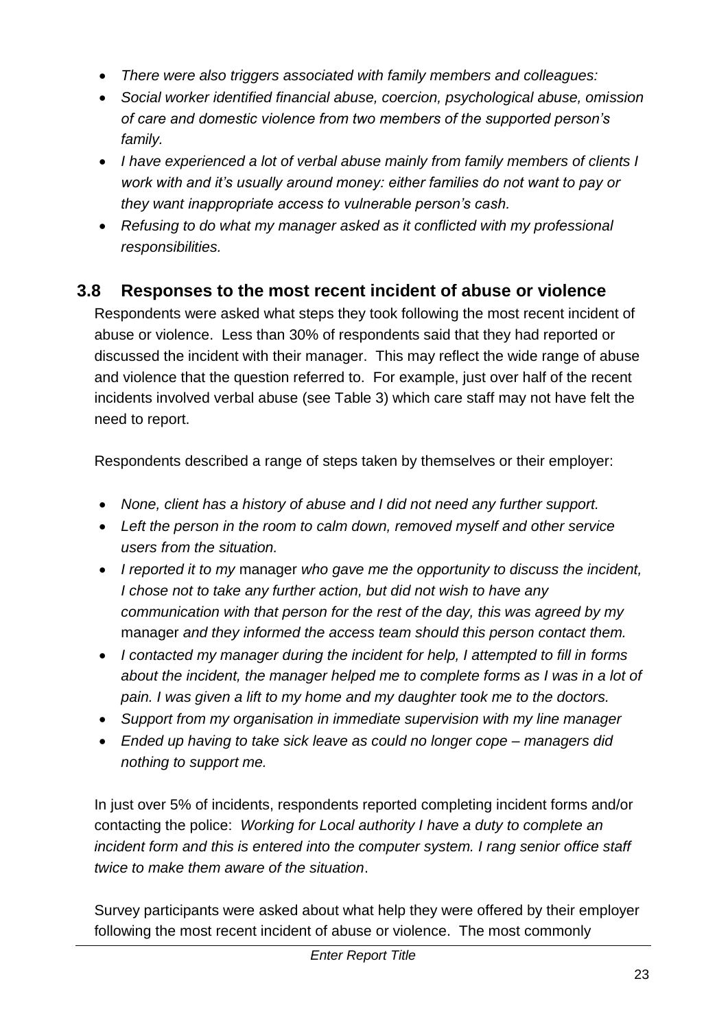- *There were also triggers associated with family members and colleagues:*
- *Social worker identified financial abuse, coercion, psychological abuse, omission of care and domestic violence from two members of the supported person's family.*
- *I have experienced a lot of verbal abuse mainly from family members of clients I work with and it's usually around money: either families do not want to pay or they want inappropriate access to vulnerable person's cash.*
- *Refusing to do what my manager asked as it conflicted with my professional responsibilities.*

## 3.8 Responses to the most recent incident of abuse or violence

Respondents were asked what steps they took following the most recent incident of abuse or violence. Less than 30% of respondents said that they had reported or discussed the incident with their manager. This may reflect the wide range of abuse and violence that the question referred to. For example, just over half of the recent incidents involved verbal abuse (see Table 3) which care staff may not have felt the need to report.

Respondents described a range of steps taken by themselves or their employer:

- *None, client has a history of abuse and I did not need any further support.*
- *Left the person in the room to calm down, removed myself and other service users from the situation.*
- *I reported it to my* manager *who gave me the opportunity to discuss the incident, I chose not to take any further action, but did not wish to have any communication with that person for the rest of the day, this was agreed by my* manager *and they informed the access team should this person contact them.*
- *I contacted my manager during the incident for help, I attempted to fill in forms about the incident, the manager helped me to complete forms as I was in a lot of pain. I was given a lift to my home and my daughter took me to the doctors.*
- *Support from my organisation in immediate supervision with my line manager*
- *Ended up having to take sick leave as could no longer cope – managers did nothing to support me.*

In just over 5% of incidents, respondents reported completing incident forms and/or contacting the police: *Working for Local authority I have a duty to complete an incident form and this is entered into the computer system. I rang senior office staff twice to make them aware of the situation*.

Survey participants were asked about what help they were offered by their employer following the most recent incident of abuse or violence. The most commonly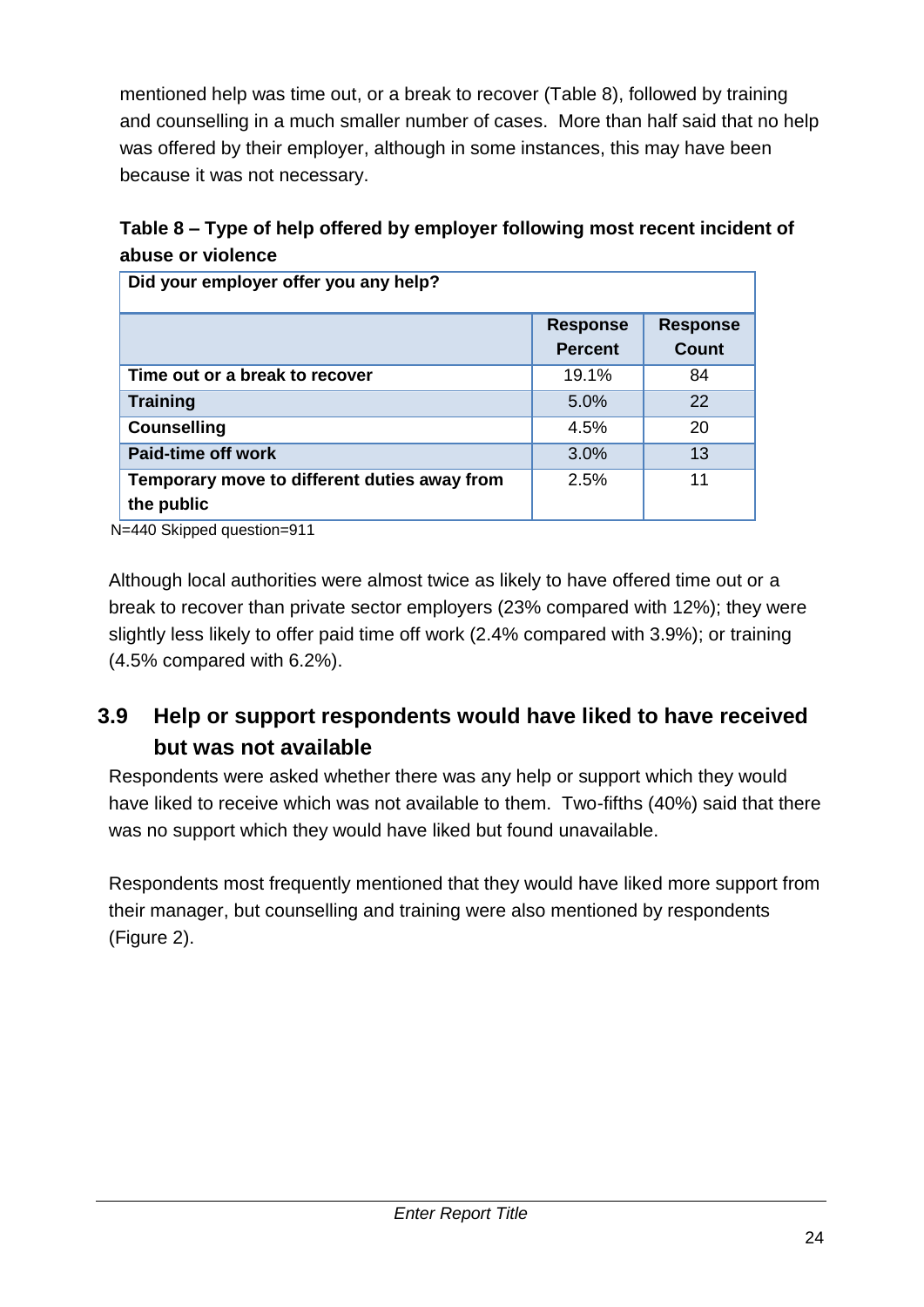mentioned help was time out, or a break to recover (Table 8), followed by training and counselling in a much smaller number of cases. More than half said that no help was offered by their employer, although in some instances, this may have been because it was not necessary.

**Table 8 – Type of help offered by employer following most recent incident of abuse or violence**

| Did your employer offer you any help? | | |
|---|---|---|
| | **Response Percent** | **Response Count** |
| **Time out or a break to recover** | 19.1% | 84 |
| **Training** | 5.0% | 22 |
| **Counselling** | 4.5% | 20 |
| **Paid-time off work** | 3.0% | 13 |
| **Temporary move to different duties away from the public** | 2.5% | 11 |

N=440 Skipped question=911

Although local authorities were almost twice as likely to have offered time out or a break to recover than private sector employers (23% compared with 12%); they were slightly less likely to offer paid time off work (2.4% compared with 3.9%); or training (4.5% compared with 6.2%).

## 3.9 Help or support respondents would have liked to have received but was not available

Respondents were asked whether there was any help or support which they would have liked to receive which was not available to them. Two-fifths (40%) said that there was no support which they would have liked but found unavailable.

Respondents most frequently mentioned that they would have liked more support from their manager, but counselling and training were also mentioned by respondents (Figure 2).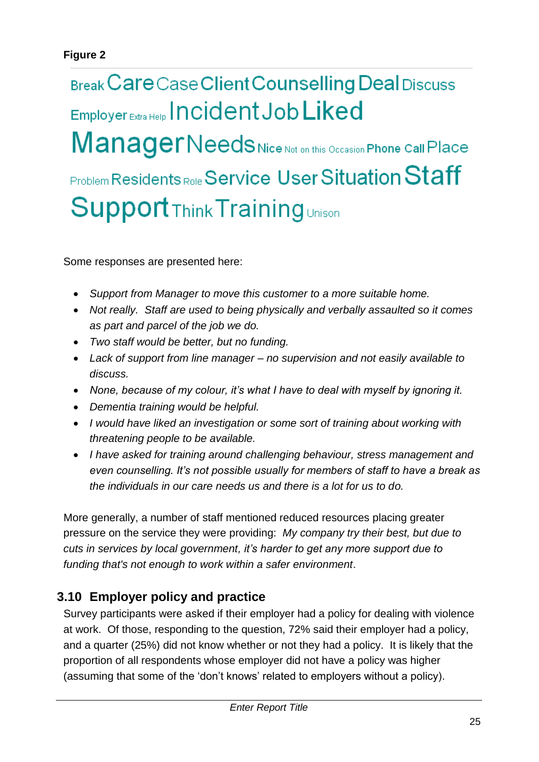**Figure 2**

Break Care Case Client Counselling Deal Discuss Employer Extra Help Incident Job Liked Manager Needs Nice Not on this Occasion Phone Call Place Problem Residents Role Service User Situation Staff Support Think Training Unison

Some responses are presented here:

- *Support from Manager to move this customer to a more suitable home.*
- *Not really. Staff are used to being physically and verbally assaulted so it comes as part and parcel of the job we do.*
- *Two staff would be better, but no funding.*
- *Lack of support from line manager – no supervision and not easily available to discuss.*
- *None, because of my colour, it's what I have to deal with myself by ignoring it.*
- *Dementia training would be helpful.*
- *I would have liked an investigation or some sort of training about working with threatening people to be available.*
- *I have asked for training around challenging behaviour, stress management and even counselling. It's not possible usually for members of staff to have a break as the individuals in our care needs us and there is a lot for us to do.*

More generally, a number of staff mentioned reduced resources placing greater pressure on the service they were providing: *My company try their best, but due to cuts in services by local government, it's harder to get any more support due to funding that's not enough to work within a safer environment*.

## 3.10 Employer policy and practice

Survey participants were asked if their employer had a policy for dealing with violence at work. Of those, responding to the question, 72% said their employer had a policy, and a quarter (25%) did not know whether or not they had a policy. It is likely that the proportion of all respondents whose employer did not have a policy was higher (assuming that some of the 'don't knows' related to employers without a policy).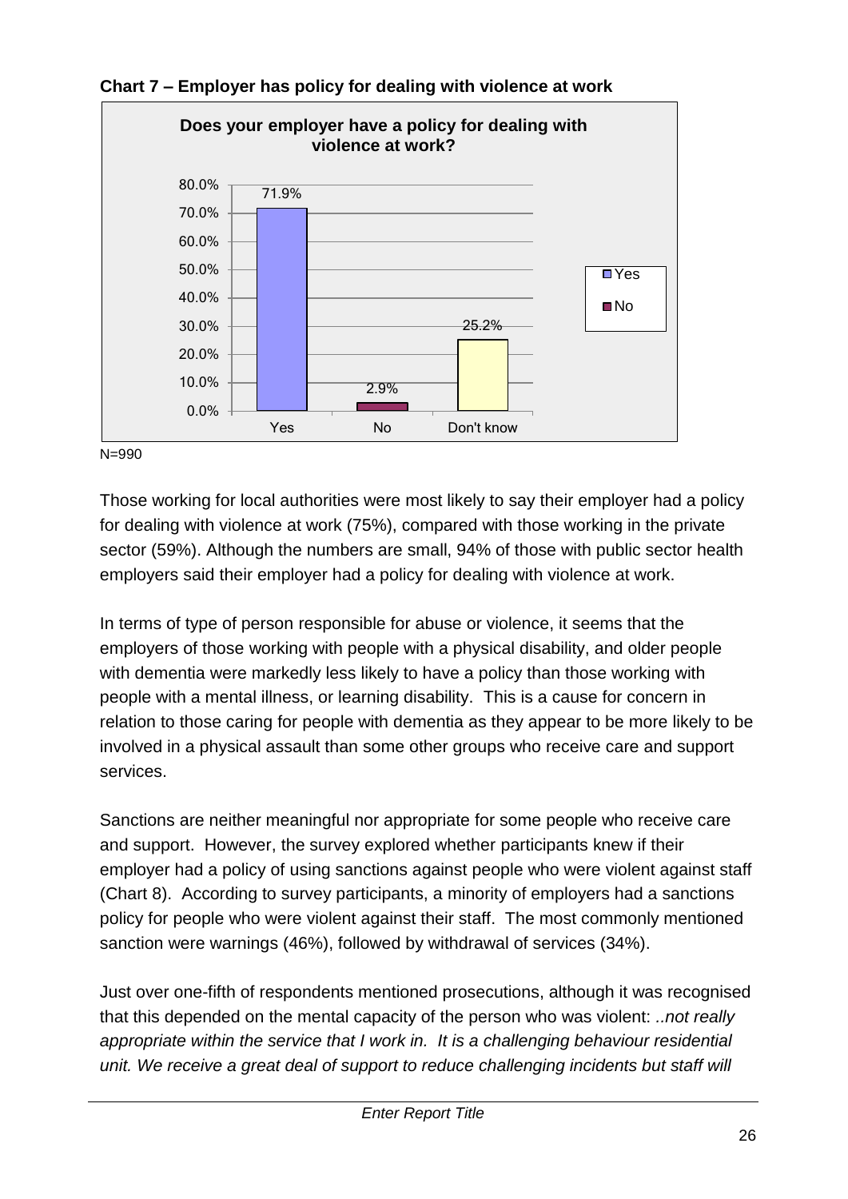**Chart 7 – Employer has policy for dealing with violence at work**

**Does your employer have a policy for dealing with violence at work?**

| | Yes | No | Don't know |
|---|---|---|---|
| % | 71.9% | 2.9% | 25.2% |

N=990

Those working for local authorities were most likely to say their employer had a policy for dealing with violence at work (75%), compared with those working in the private sector (59%). Although the numbers are small, 94% of those with public sector health employers said their employer had a policy for dealing with violence at work.

In terms of type of person responsible for abuse or violence, it seems that the employers of those working with people with a physical disability, and older people with dementia were markedly less likely to have a policy than those working with people with a mental illness, or learning disability. This is a cause for concern in relation to those caring for people with dementia as they appear to be more likely to be involved in a physical assault than some other groups who receive care and support services.

Sanctions are neither meaningful nor appropriate for some people who receive care and support. However, the survey explored whether participants knew if their employer had a policy of using sanctions against people who were violent against staff (Chart 8). According to survey participants, a minority of employers had a sanctions policy for people who were violent against their staff. The most commonly mentioned sanction were warnings (46%), followed by withdrawal of services (34%).

Just over one-fifth of respondents mentioned prosecutions, although it was recognised that this depended on the mental capacity of the person who was violent: *..not really appropriate within the service that I work in. It is a challenging behaviour residential unit. We receive a great deal of support to reduce challenging incidents but staff will*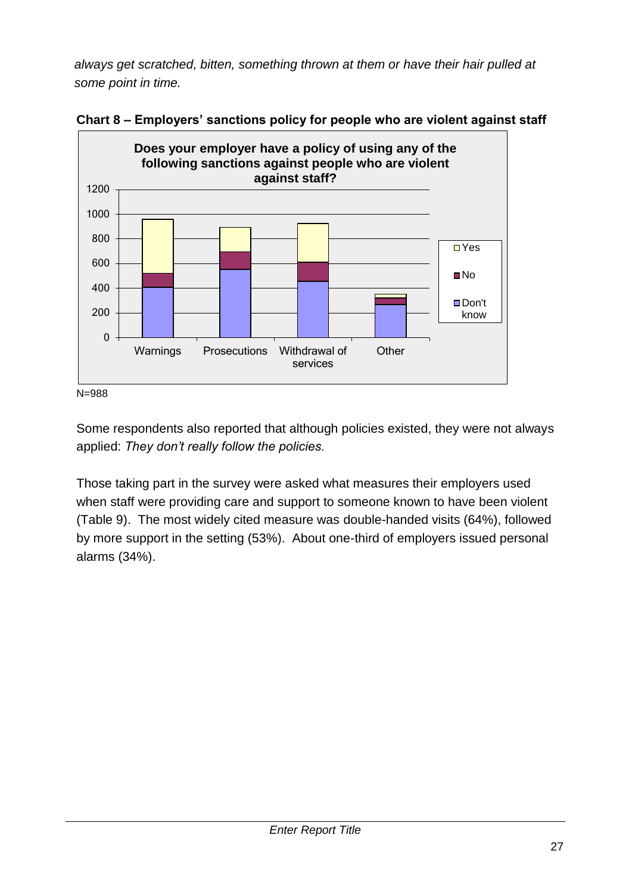*always get scratched, bitten, something thrown at them or have their hair pulled at some point in time.*

**Chart 8 – Employers' sanctions policy for people who are violent against staff**

N=988

Some respondents also reported that although policies existed, they were not always applied: *They don't really follow the policies.*

Those taking part in the survey were asked what measures their employers used when staff were providing care and support to someone known to have been violent (Table 9). The most widely cited measure was double-handed visits (64%), followed by more support in the setting (53%). About one-third of employers issued personal alarms (34%).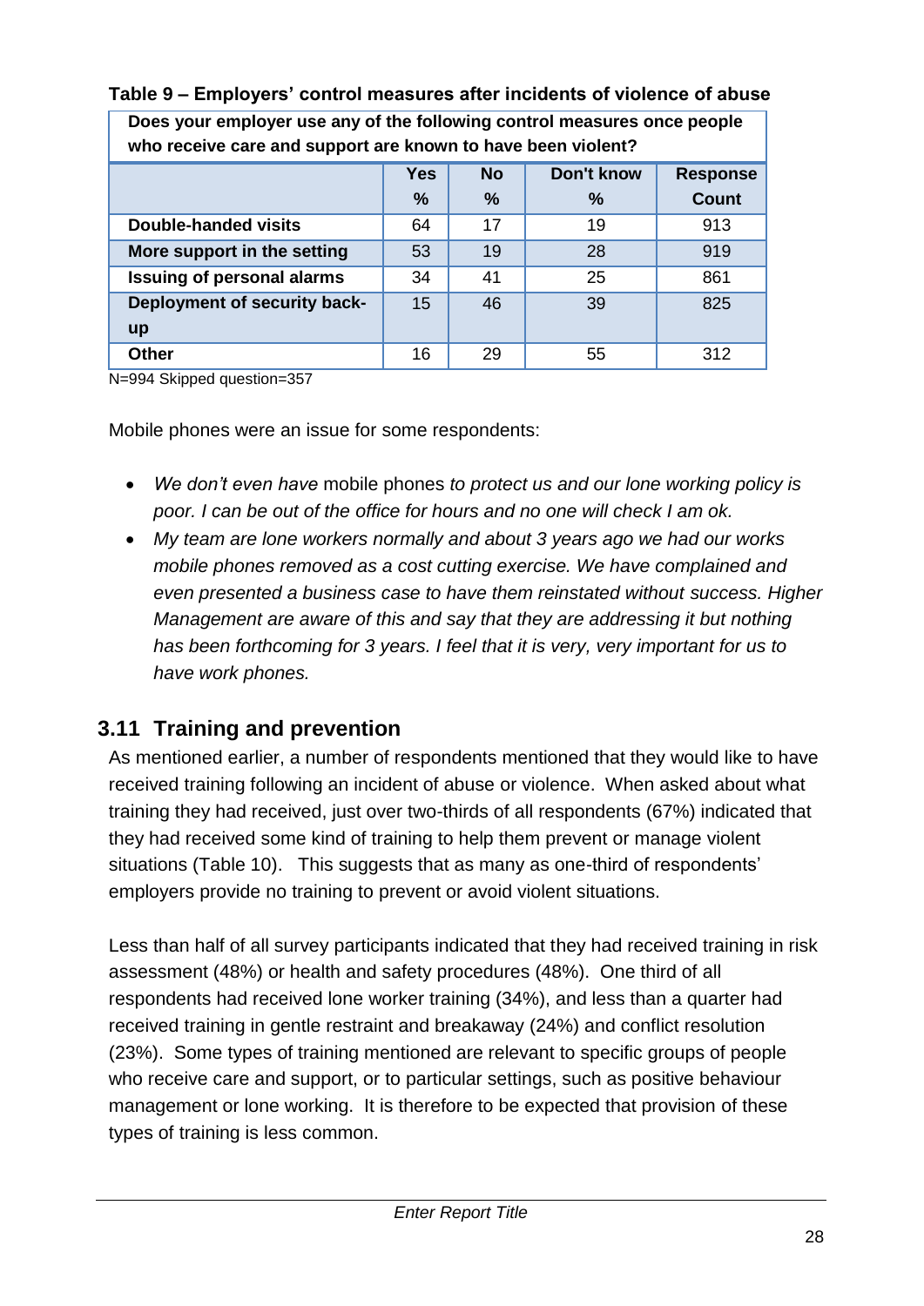**Table 9 – Employers' control measures after incidents of violence of abuse**

| Does your employer use any of the following control measures once people who receive care and support are known to have been violent? | | | | |
|---|---|---|---|---|
| | Yes % | No % | Don't know % | Response Count |
| **Double-handed visits** | 64 | 17 | 19 | 913 |
| **More support in the setting** | 53 | 19 | 28 | 919 |
| **Issuing of personal alarms** | 34 | 41 | 25 | 861 |
| **Deployment of security back-up** | 15 | 46 | 39 | 825 |
| **Other** | 16 | 29 | 55 | 312 |

N=994 Skipped question=357

Mobile phones were an issue for some respondents:

- *We don't even have* mobile phones *to protect us and our lone working policy is poor. I can be out of the office for hours and no one will check I am ok.*
- *My team are lone workers normally and about 3 years ago we had our works mobile phones removed as a cost cutting exercise. We have complained and even presented a business case to have them reinstated without success. Higher Management are aware of this and say that they are addressing it but nothing has been forthcoming for 3 years. I feel that it is very, very important for us to have work phones.*

## 3.11 Training and prevention

As mentioned earlier, a number of respondents mentioned that they would like to have received training following an incident of abuse or violence. When asked about what training they had received, just over two-thirds of all respondents (67%) indicated that they had received some kind of training to help them prevent or manage violent situations (Table 10). This suggests that as many as one-third of respondents' employers provide no training to prevent or avoid violent situations.

Less than half of all survey participants indicated that they had received training in risk assessment (48%) or health and safety procedures (48%). One third of all respondents had received lone worker training (34%), and less than a quarter had received training in gentle restraint and breakaway (24%) and conflict resolution (23%). Some types of training mentioned are relevant to specific groups of people who receive care and support, or to particular settings, such as positive behaviour management or lone working. It is therefore to be expected that provision of these types of training is less common.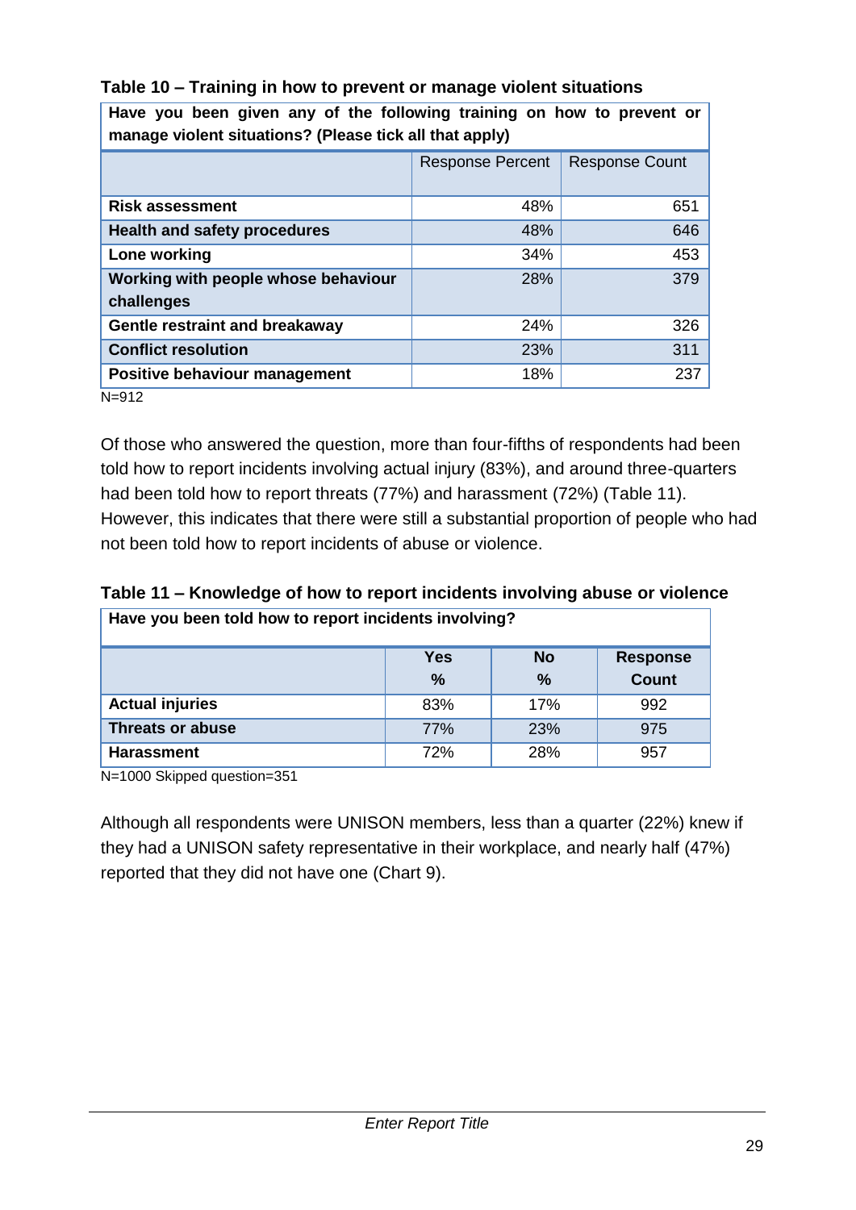**Table 10 – Training in how to prevent or manage violent situations**

| Have you been given any of the following training on how to prevent or manage violent situations? (Please tick all that apply) | Response Percent | Response Count |
|---|---|---|
| **Risk assessment** | 48% | 651 |
| **Health and safety procedures** | 48% | 646 |
| **Lone working** | 34% | 453 |
| **Working with people whose behaviour challenges** | 28% | 379 |
| **Gentle restraint and breakaway** | 24% | 326 |
| **Conflict resolution** | 23% | 311 |
| **Positive behaviour management** | 18% | 237 |

N=912

Of those who answered the question, more than four-fifths of respondents had been told how to report incidents involving actual injury (83%), and around three-quarters had been told how to report threats (77%) and harassment (72%) (Table 11). However, this indicates that there were still a substantial proportion of people who had not been told how to report incidents of abuse or violence.

**Table 11 – Knowledge of how to report incidents involving abuse or violence**

| Have you been told how to report incidents involving? | Yes % | No % | Response Count |
|---|---|---|---|
| **Actual injuries** | 83% | 17% | 992 |
| **Threats or abuse** | 77% | 23% | 975 |
| **Harassment** | 72% | 28% | 957 |

N=1000 Skipped question=351

Although all respondents were UNISON members, less than a quarter (22%) knew if they had a UNISON safety representative in their workplace, and nearly half (47%) reported that they did not have one (Chart 9).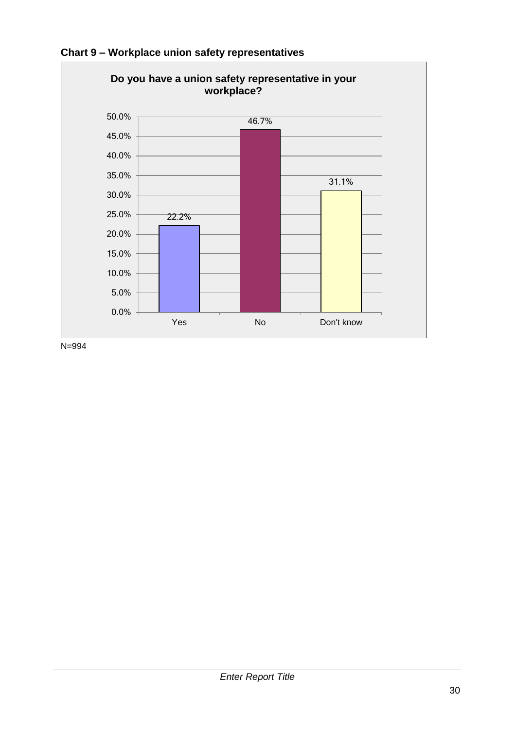**Chart 9 – Workplace union safety representatives**

**Do you have a union safety representative in your workplace?**

| Response | Percentage |
|---|---|
| Yes | 22.2% |
| No | 46.7% |
| Don't know | 31.1% |

N=994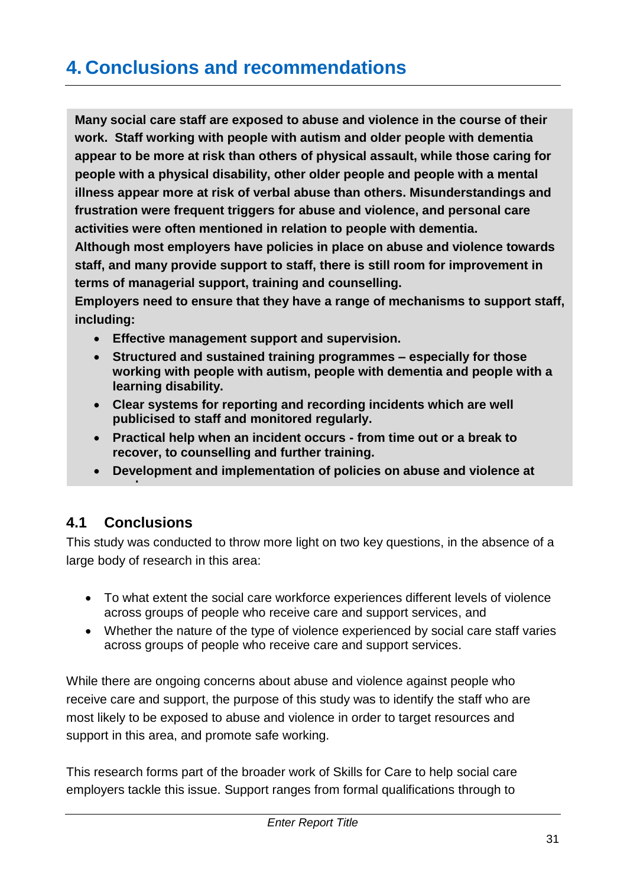# 4. Conclusions and recommendations

**Many social care staff are exposed to abuse and violence in the course of their work. Staff working with people with autism and older people with dementia appear to be more at risk than others of physical assault, while those caring for people with a physical disability, other older people and people with a mental illness appear more at risk of verbal abuse than others. Misunderstandings and frustration were frequent triggers for abuse and violence, and personal care activities were often mentioned in relation to people with dementia.**

**Although most employers have policies in place on abuse and violence towards staff, and many provide support to staff, there is still room for improvement in terms of managerial support, training and counselling.**

**Employers need to ensure that they have a range of mechanisms to support staff, including:**

- **Effective management support and supervision.**
- **Structured and sustained training programmes – especially for those working with people with autism, people with dementia and people with a learning disability.**
- **Clear systems for reporting and recording incidents which are well publicised to staff and monitored regularly.**
- **Practical help when an incident occurs - from time out or a break to recover, to counselling and further training.**
- **Development and implementation of policies on abuse and violence at**

## 4.1 Conclusions

This study was conducted to throw more light on two key questions, in the absence of a large body of research in this area:

- To what extent the social care workforce experiences different levels of violence across groups of people who receive care and support services, and
- Whether the nature of the type of violence experienced by social care staff varies across groups of people who receive care and support services.

While there are ongoing concerns about abuse and violence against people who receive care and support, the purpose of this study was to identify the staff who are most likely to be exposed to abuse and violence in order to target resources and support in this area, and promote safe working.

This research forms part of the broader work of Skills for Care to help social care employers tackle this issue. Support ranges from formal qualifications through to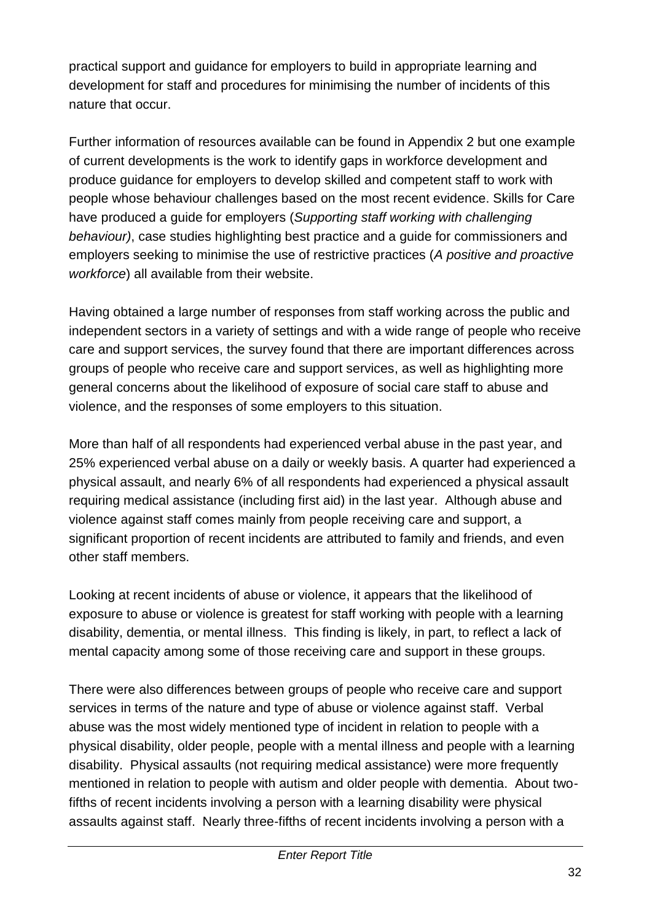practical support and guidance for employers to build in appropriate learning and development for staff and procedures for minimising the number of incidents of this nature that occur.

Further information of resources available can be found in Appendix 2 but one example of current developments is the work to identify gaps in workforce development and produce guidance for employers to develop skilled and competent staff to work with people whose behaviour challenges based on the most recent evidence. Skills for Care have produced a guide for employers (*Supporting staff working with challenging behaviour)*, case studies highlighting best practice and a guide for commissioners and employers seeking to minimise the use of restrictive practices (*A positive and proactive workforce*) all available from their website.

Having obtained a large number of responses from staff working across the public and independent sectors in a variety of settings and with a wide range of people who receive care and support services, the survey found that there are important differences across groups of people who receive care and support services, as well as highlighting more general concerns about the likelihood of exposure of social care staff to abuse and violence, and the responses of some employers to this situation.

More than half of all respondents had experienced verbal abuse in the past year, and 25% experienced verbal abuse on a daily or weekly basis. A quarter had experienced a physical assault, and nearly 6% of all respondents had experienced a physical assault requiring medical assistance (including first aid) in the last year. Although abuse and violence against staff comes mainly from people receiving care and support, a significant proportion of recent incidents are attributed to family and friends, and even other staff members.

Looking at recent incidents of abuse or violence, it appears that the likelihood of exposure to abuse or violence is greatest for staff working with people with a learning disability, dementia, or mental illness. This finding is likely, in part, to reflect a lack of mental capacity among some of those receiving care and support in these groups.

There were also differences between groups of people who receive care and support services in terms of the nature and type of abuse or violence against staff. Verbal abuse was the most widely mentioned type of incident in relation to people with a physical disability, older people, people with a mental illness and people with a learning disability. Physical assaults (not requiring medical assistance) were more frequently mentioned in relation to people with autism and older people with dementia. About two-fifths of recent incidents involving a person with a learning disability were physical assaults against staff. Nearly three-fifths of recent incidents involving a person with a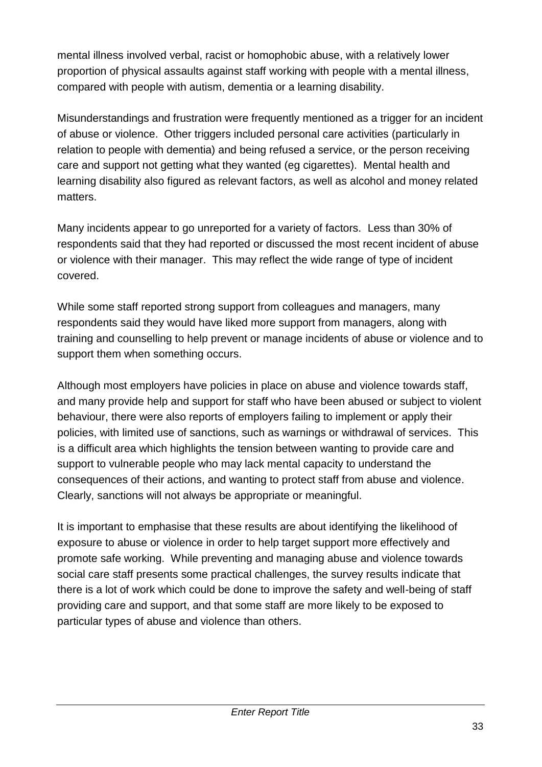mental illness involved verbal, racist or homophobic abuse, with a relatively lower proportion of physical assaults against staff working with people with a mental illness, compared with people with autism, dementia or a learning disability.

Misunderstandings and frustration were frequently mentioned as a trigger for an incident of abuse or violence. Other triggers included personal care activities (particularly in relation to people with dementia) and being refused a service, or the person receiving care and support not getting what they wanted (eg cigarettes). Mental health and learning disability also figured as relevant factors, as well as alcohol and money related matters.

Many incidents appear to go unreported for a variety of factors. Less than 30% of respondents said that they had reported or discussed the most recent incident of abuse or violence with their manager. This may reflect the wide range of type of incident covered.

While some staff reported strong support from colleagues and managers, many respondents said they would have liked more support from managers, along with training and counselling to help prevent or manage incidents of abuse or violence and to support them when something occurs.

Although most employers have policies in place on abuse and violence towards staff, and many provide help and support for staff who have been abused or subject to violent behaviour, there were also reports of employers failing to implement or apply their policies, with limited use of sanctions, such as warnings or withdrawal of services. This is a difficult area which highlights the tension between wanting to provide care and support to vulnerable people who may lack mental capacity to understand the consequences of their actions, and wanting to protect staff from abuse and violence. Clearly, sanctions will not always be appropriate or meaningful.

It is important to emphasise that these results are about identifying the likelihood of exposure to abuse or violence in order to help target support more effectively and promote safe working. While preventing and managing abuse and violence towards social care staff presents some practical challenges, the survey results indicate that there is a lot of work which could be done to improve the safety and well-being of staff providing care and support, and that some staff are more likely to be exposed to particular types of abuse and violence than others.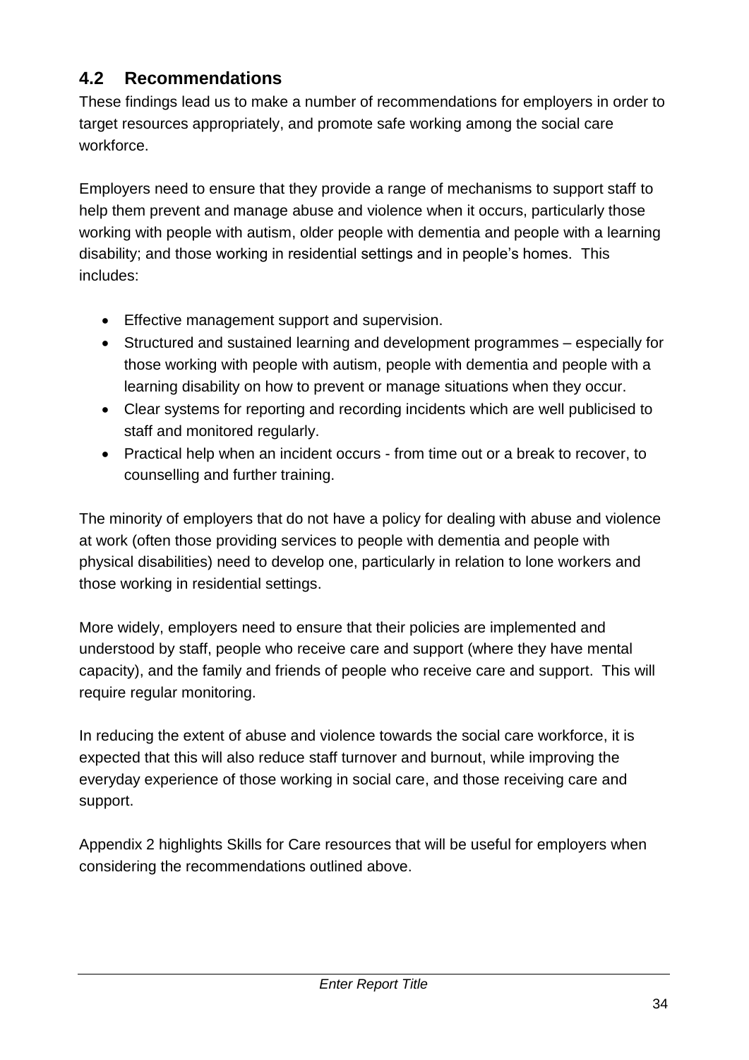## 4.2 Recommendations

These findings lead us to make a number of recommendations for employers in order to target resources appropriately, and promote safe working among the social care workforce.

Employers need to ensure that they provide a range of mechanisms to support staff to help them prevent and manage abuse and violence when it occurs, particularly those working with people with autism, older people with dementia and people with a learning disability; and those working in residential settings and in people's homes. This includes:

- Effective management support and supervision.
- Structured and sustained learning and development programmes – especially for those working with people with autism, people with dementia and people with a learning disability on how to prevent or manage situations when they occur.
- Clear systems for reporting and recording incidents which are well publicised to staff and monitored regularly.
- Practical help when an incident occurs - from time out or a break to recover, to counselling and further training.

The minority of employers that do not have a policy for dealing with abuse and violence at work (often those providing services to people with dementia and people with physical disabilities) need to develop one, particularly in relation to lone workers and those working in residential settings.

More widely, employers need to ensure that their policies are implemented and understood by staff, people who receive care and support (where they have mental capacity), and the family and friends of people who receive care and support. This will require regular monitoring.

In reducing the extent of abuse and violence towards the social care workforce, it is expected that this will also reduce staff turnover and burnout, while improving the everyday experience of those working in social care, and those receiving care and support.

Appendix 2 highlights Skills for Care resources that will be useful for employers when considering the recommendations outlined above.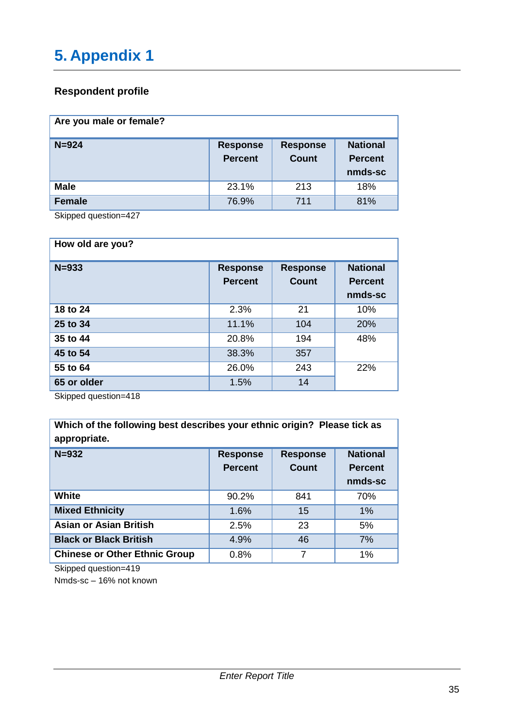# 5. Appendix 1

### Respondent profile

| Are you male or female? | | | |
|---|---|---|---|
| **N=924** | **Response Percent** | **Response Count** | **National Percent nmds-sc** |
| **Male** | 23.1% | 213 | 18% |
| **Female** | 76.9% | 711 | 81% |

Skipped question=427

| How old are you? | | | |
|---|---|---|---|
| **N=933** | **Response Percent** | **Response Count** | **National Percent nmds-sc** |
| **18 to 24** | 2.3% | 21 | 10% |
| **25 to 34** | 11.1% | 104 | 20% |
| **35 to 44** | 20.8% | 194 | 48% |
| **45 to 54** | 38.3% | 357 | |
| **55 to 64** | 26.0% | 243 | 22% |
| **65 or older** | 1.5% | 14 | |

Skipped question=418

| Which of the following best describes your ethnic origin? Please tick as appropriate. | | | |
|---|---|---|---|
| **N=932** | **Response Percent** | **Response Count** | **National Percent nmds-sc** |
| **White** | 90.2% | 841 | 70% |
| **Mixed Ethnicity** | 1.6% | 15 | 1% |
| **Asian or Asian British** | 2.5% | 23 | 5% |
| **Black or Black British** | 4.9% | 46 | 7% |
| **Chinese or Other Ethnic Group** | 0.8% | 7 | 1% |

Skipped question=419
Nmds-sc – 16% not known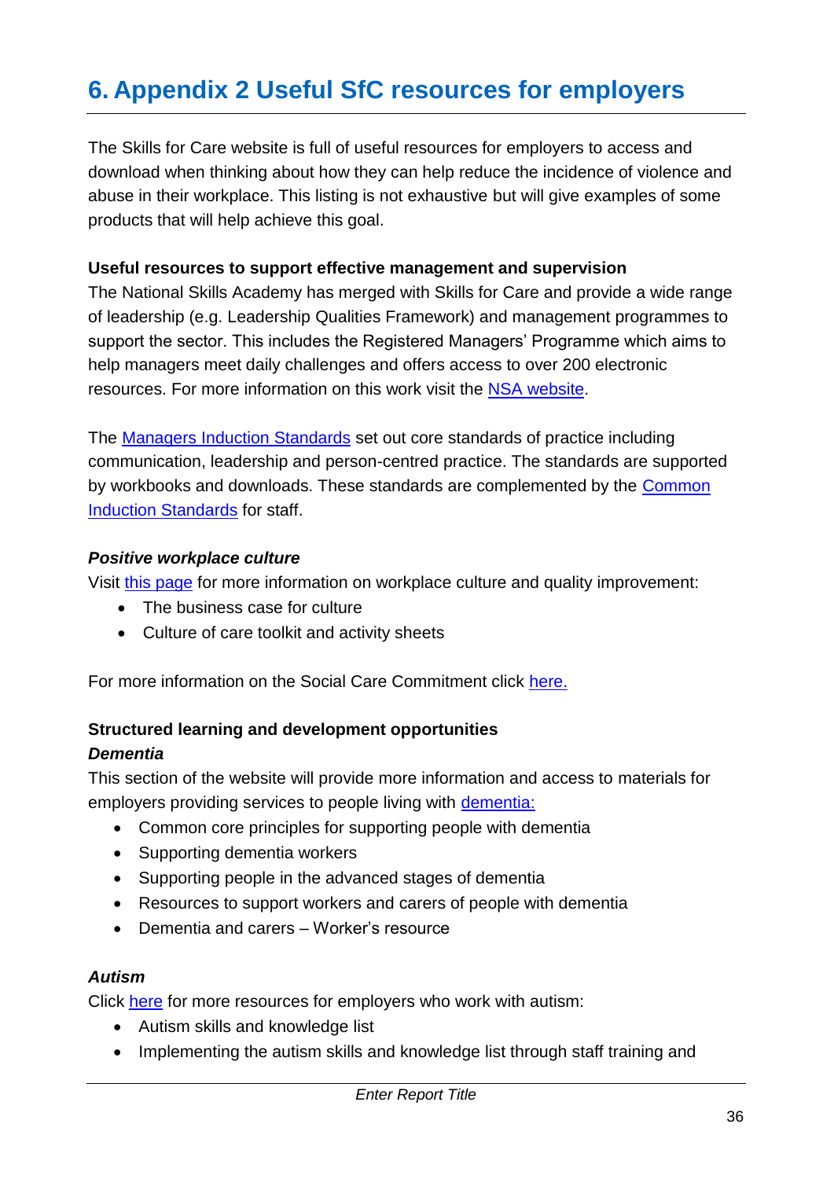# 6. Appendix 2 Useful SfC resources for employers

The Skills for Care website is full of useful resources for employers to access and download when thinking about how they can help reduce the incidence of violence and abuse in their workplace. This listing is not exhaustive but will give examples of some products that will help achieve this goal.

**Useful resources to support effective management and supervision**

The National Skills Academy has merged with Skills for Care and provide a wide range of leadership (e.g. Leadership Qualities Framework) and management programmes to support the sector. This includes the Registered Managers' Programme which aims to help managers meet daily challenges and offers access to over 200 electronic resources. For more information on this work visit the NSA website.

The Managers Induction Standards set out core standards of practice including communication, leadership and person-centred practice. The standards are supported by workbooks and downloads. These standards are complemented by the Common Induction Standards for staff.

***Positive workplace culture***

Visit this page for more information on workplace culture and quality improvement:

- The business case for culture
- Culture of care toolkit and activity sheets

For more information on the Social Care Commitment click here.

**Structured learning and development opportunities**

***Dementia***

This section of the website will provide more information and access to materials for employers providing services to people living with dementia:

- Common core principles for supporting people with dementia
- Supporting dementia workers
- Supporting people in the advanced stages of dementia
- Resources to support workers and carers of people with dementia
- Dementia and carers – Worker's resource

***Autism***

Click here for more resources for employers who work with autism:

- Autism skills and knowledge list
- Implementing the autism skills and knowledge list through staff training and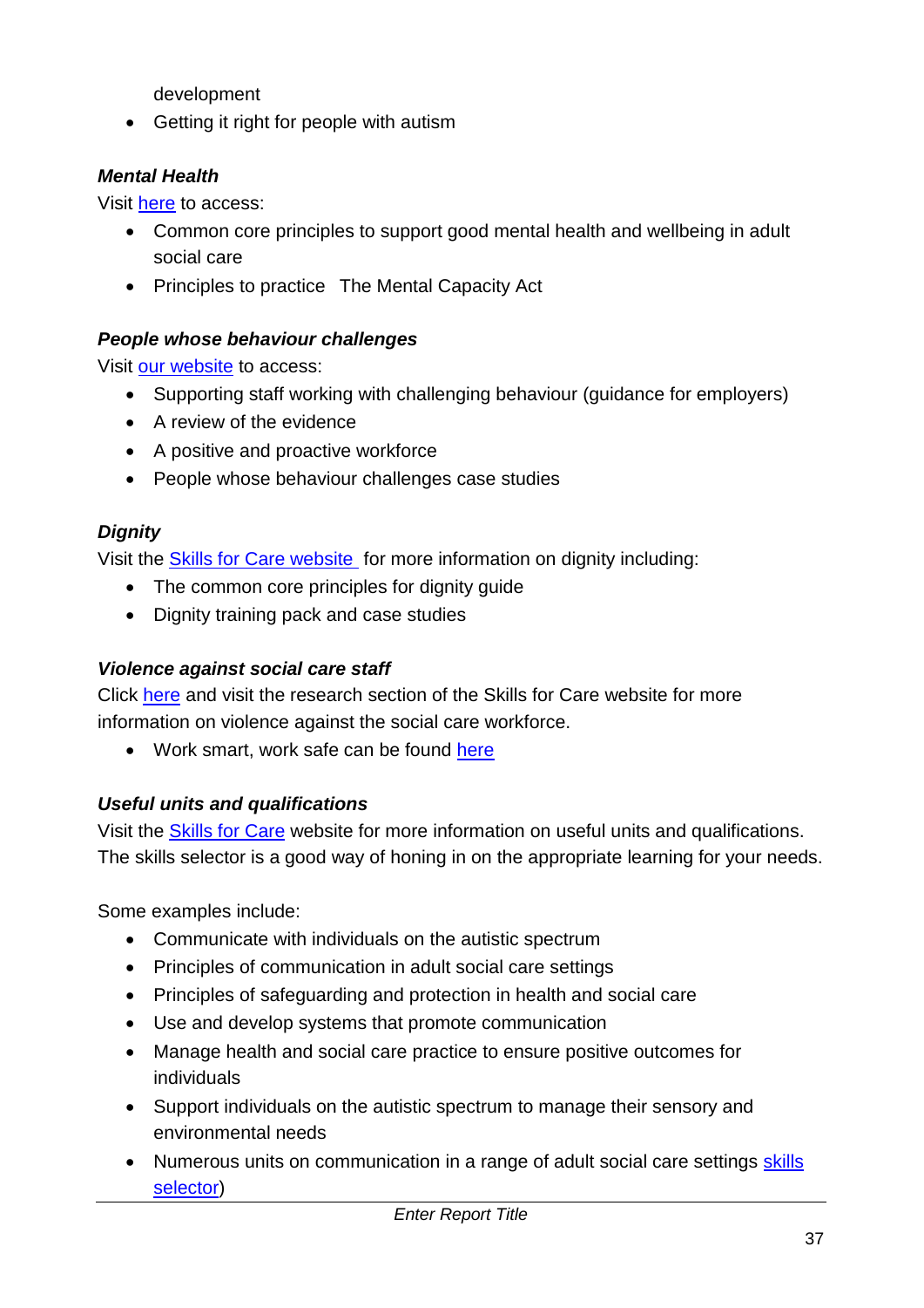development

- Getting it right for people with autism

***Mental Health***

Visit here to access:

- Common core principles to support good mental health and wellbeing in adult social care
- Principles to practice  The Mental Capacity Act

***People whose behaviour challenges***

Visit our website to access:

- Supporting staff working with challenging behaviour (guidance for employers)
- A review of the evidence
- A positive and proactive workforce
- People whose behaviour challenges case studies

***Dignity***

Visit the Skills for Care website for more information on dignity including:

- The common core principles for dignity guide
- Dignity training pack and case studies

***Violence against social care staff***

Click here and visit the research section of the Skills for Care website for more information on violence against the social care workforce.

- Work smart, work safe can be found here

***Useful units and qualifications***

Visit the Skills for Care website for more information on useful units and qualifications. The skills selector is a good way of honing in on the appropriate learning for your needs.

Some examples include:

- Communicate with individuals on the autistic spectrum
- Principles of communication in adult social care settings
- Principles of safeguarding and protection in health and social care
- Use and develop systems that promote communication
- Manage health and social care practice to ensure positive outcomes for individuals
- Support individuals on the autistic spectrum to manage their sensory and environmental needs
- Numerous units on communication in a range of adult social care settings skills selector)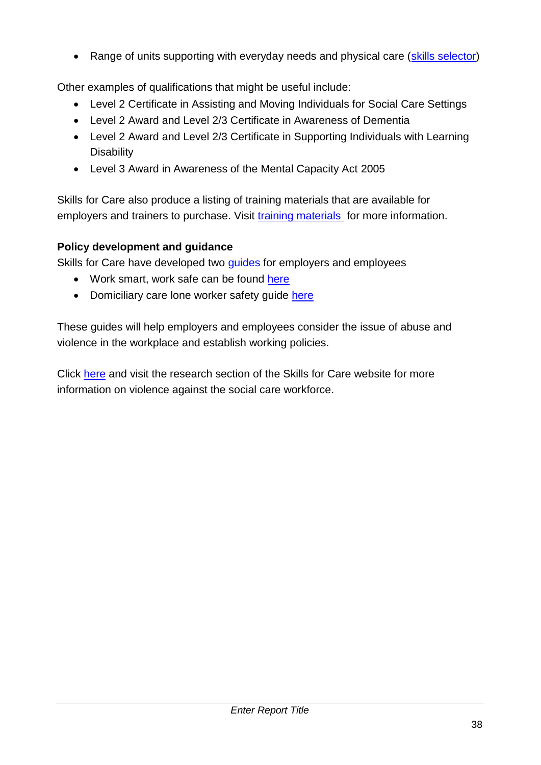- Range of units supporting with everyday needs and physical care (skills selector)

Other examples of qualifications that might be useful include:

- Level 2 Certificate in Assisting and Moving Individuals for Social Care Settings
- Level 2 Award and Level 2/3 Certificate in Awareness of Dementia
- Level 2 Award and Level 2/3 Certificate in Supporting Individuals with Learning Disability
- Level 3 Award in Awareness of the Mental Capacity Act 2005

Skills for Care also produce a listing of training materials that are available for employers and trainers to purchase. Visit training materials for more information.

**Policy development and guidance**

Skills for Care have developed two guides for employers and employees

- Work smart, work safe can be found here
- Domiciliary care lone worker safety guide here

These guides will help employers and employees consider the issue of abuse and violence in the workplace and establish working policies.

Click here and visit the research section of the Skills for Care website for more information on violence against the social care workforce.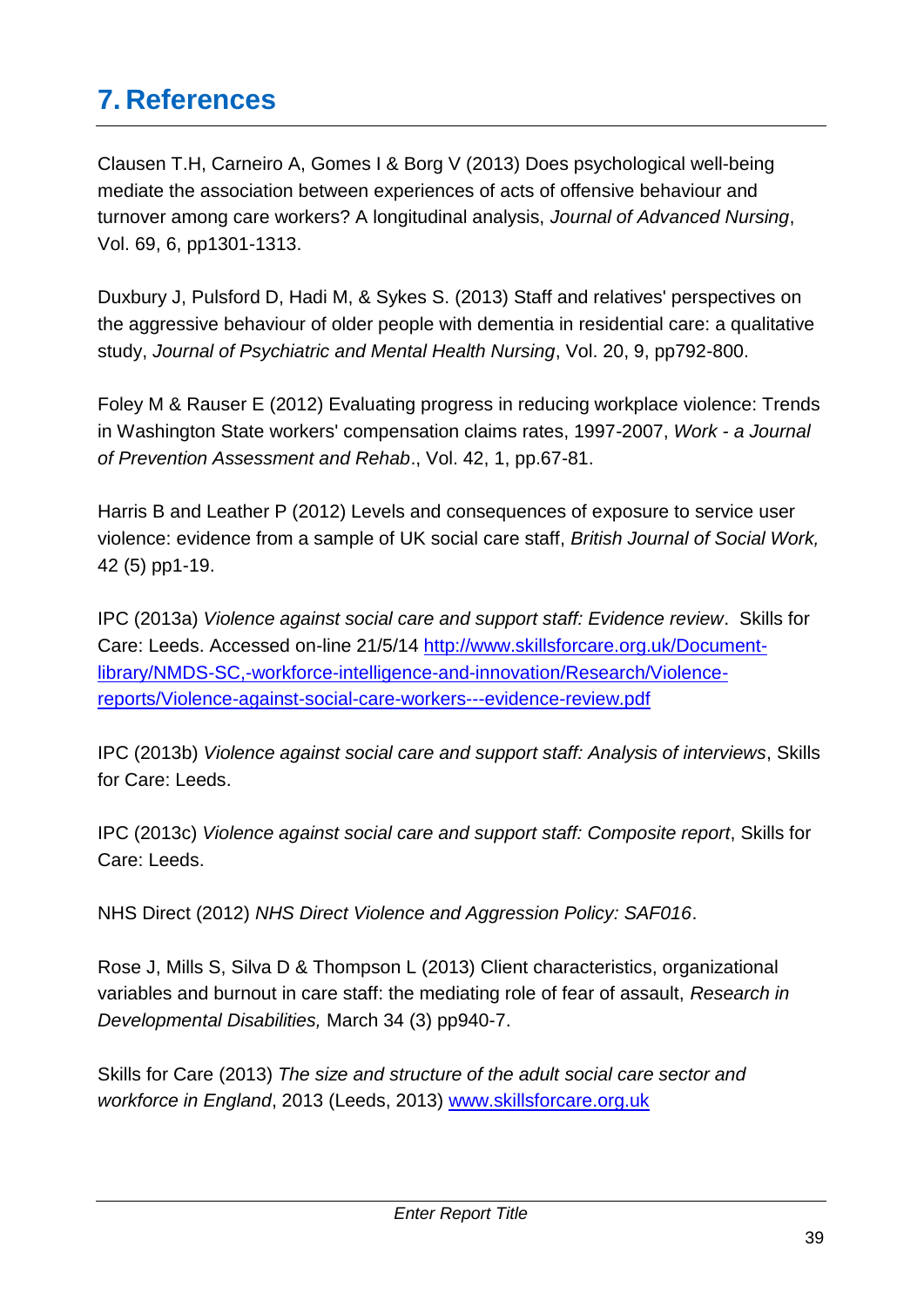# 7. References

Clausen T.H, Carneiro A, Gomes I & Borg V (2013) Does psychological well-being mediate the association between experiences of acts of offensive behaviour and turnover among care workers? A longitudinal analysis, *Journal of Advanced Nursing*, Vol. 69, 6, pp1301-1313.

Duxbury J, Pulsford D, Hadi M, & Sykes S. (2013) Staff and relatives' perspectives on the aggressive behaviour of older people with dementia in residential care: a qualitative study, *Journal of Psychiatric and Mental Health Nursing*, Vol. 20, 9, pp792-800.

Foley M & Rauser E (2012) Evaluating progress in reducing workplace violence: Trends in Washington State workers' compensation claims rates, 1997-2007, *Work - a Journal of Prevention Assessment and Rehab*., Vol. 42, 1, pp.67-81.

Harris B and Leather P (2012) Levels and consequences of exposure to service user violence: evidence from a sample of UK social care staff, *British Journal of Social Work,* 42 (5) pp1-19.

IPC (2013a) *Violence against social care and support staff: Evidence review*. Skills for Care: Leeds. Accessed on-line 21/5/14 [http://www.skillsforcare.org.uk/Document-library/NMDS-SC,-workforce-intelligence-and-innovation/Research/Violence-reports/Violence-against-social-care-workers---evidence-review.pdf](http://www.skillsforcare.org.uk/Document-library/NMDS-SC,-workforce-intelligence-and-innovation/Research/Violence-reports/Violence-against-social-care-workers---evidence-review.pdf)

IPC (2013b) *Violence against social care and support staff: Analysis of interviews*, Skills for Care: Leeds.

IPC (2013c) *Violence against social care and support staff: Composite report*, Skills for Care: Leeds.

NHS Direct (2012) *NHS Direct Violence and Aggression Policy: SAF016*.

Rose J, Mills S, Silva D & Thompson L (2013) Client characteristics, organizational variables and burnout in care staff: the mediating role of fear of assault, *Research in Developmental Disabilities,* March 34 (3) pp940-7.

Skills for Care (2013) *The size and structure of the adult social care sector and workforce in England*, 2013 (Leeds, 2013) [www.skillsforcare.org.uk](http://www.skillsforcare.org.uk)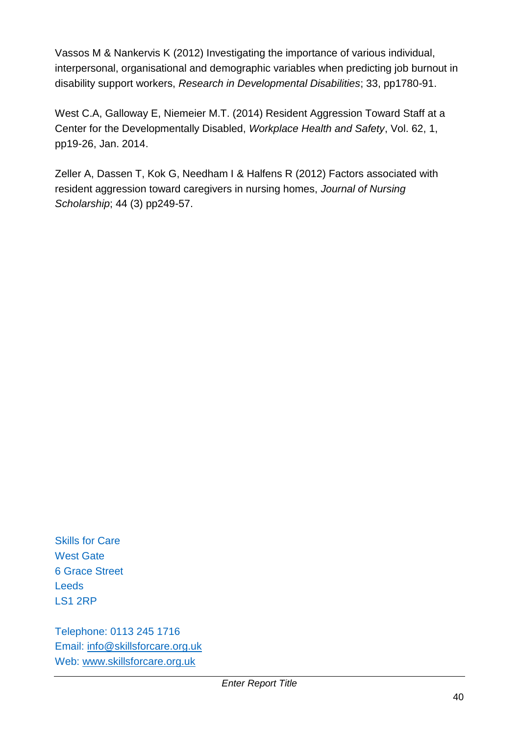Vassos M & Nankervis K (2012) Investigating the importance of various individual, interpersonal, organisational and demographic variables when predicting job burnout in disability support workers, *Research in Developmental Disabilities*; 33, pp1780-91.

West C.A, Galloway E, Niemeier M.T. (2014) Resident Aggression Toward Staff at a Center for the Developmentally Disabled, *Workplace Health and Safety*, Vol. 62, 1, pp19-26, Jan. 2014.

Zeller A, Dassen T, Kok G, Needham I & Halfens R (2012) Factors associated with resident aggression toward caregivers in nursing homes, *Journal of Nursing Scholarship*; 44 (3) pp249-57.

Skills for Care
West Gate
6 Grace Street
Leeds
LS1 2RP

Telephone: 0113 245 1716
Email: [info@skillsforcare.org.uk](mailto:info@skillsforcare.org.uk)
Web: [www.skillsforcare.org.uk](http://www.skillsforcare.org.uk)